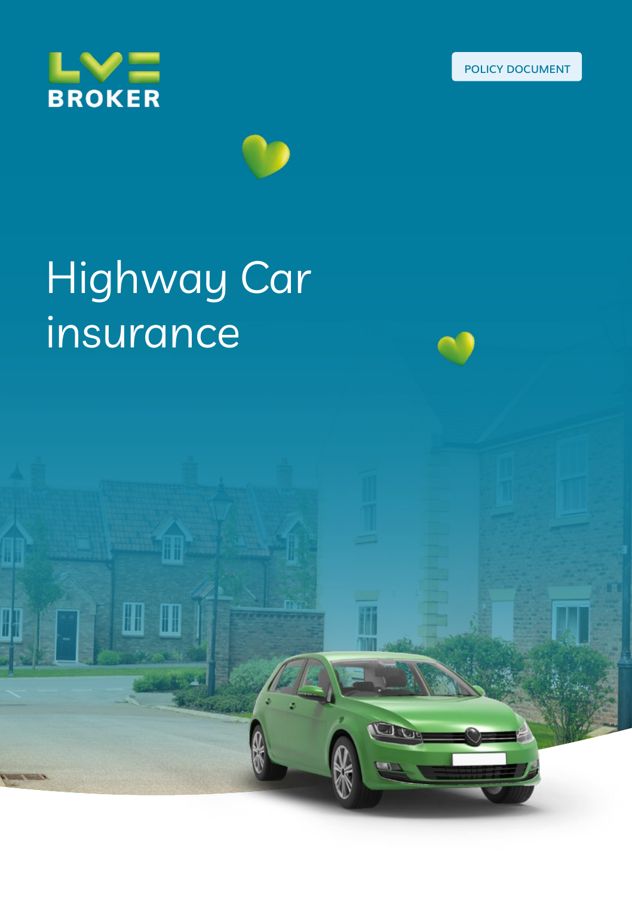LV= BROKER

POLICY DOCUMENT

# Highway Car insurance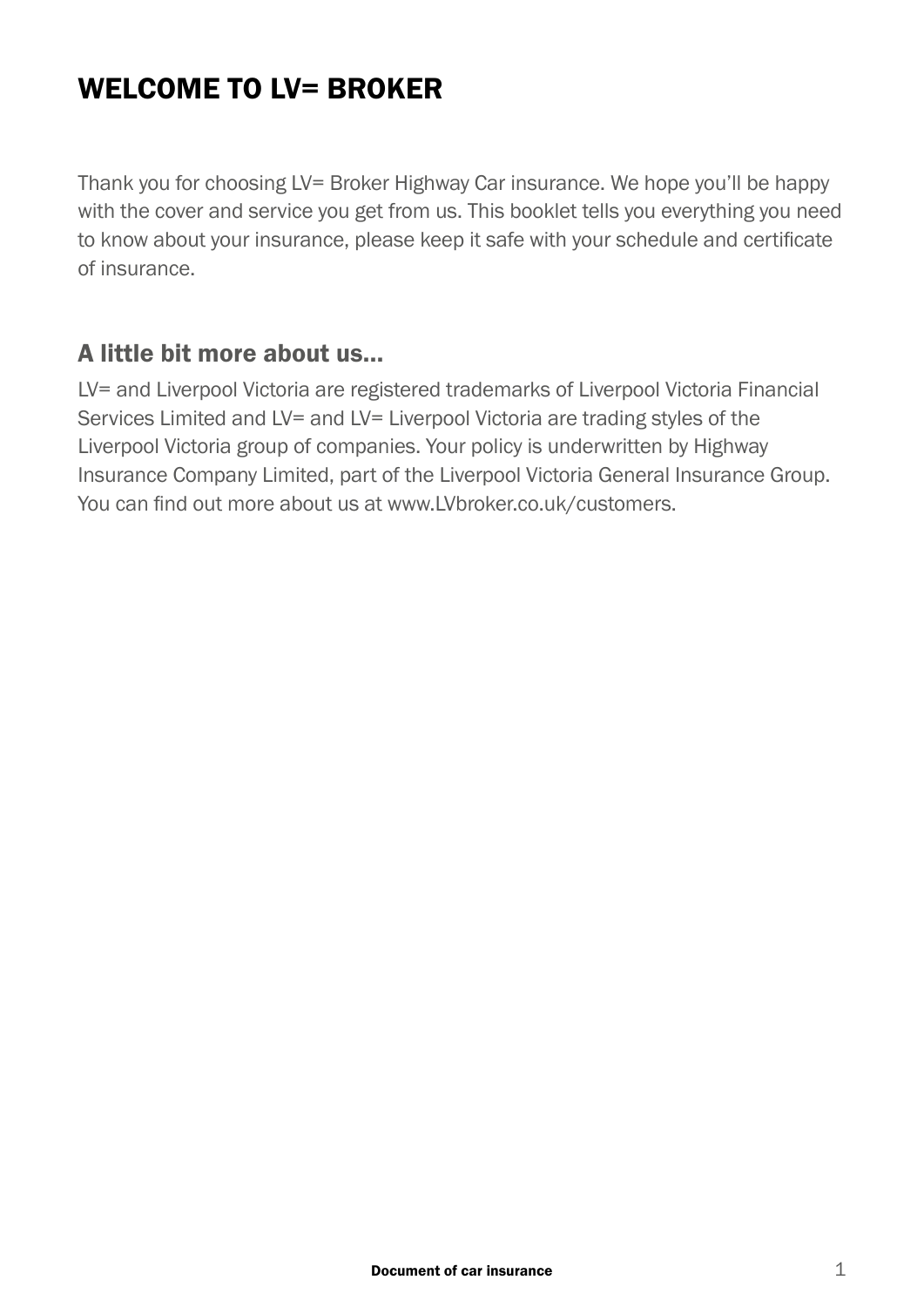# WELCOME TO LV= BROKER

Thank you for choosing LV= Broker Highway Car insurance. We hope you'll be happy with the cover and service you get from us. This booklet tells you everything you need to know about your insurance, please keep it safe with your schedule and certificate of insurance.

## A little bit more about us...

LV= and Liverpool Victoria are registered trademarks of Liverpool Victoria Financial Services Limited and LV= and LV= Liverpool Victoria are trading styles of the Liverpool Victoria group of companies. Your policy is underwritten by Highway Insurance Company Limited, part of the Liverpool Victoria General Insurance Group. You can find out more about us at www.LVbroker.co.uk/customers.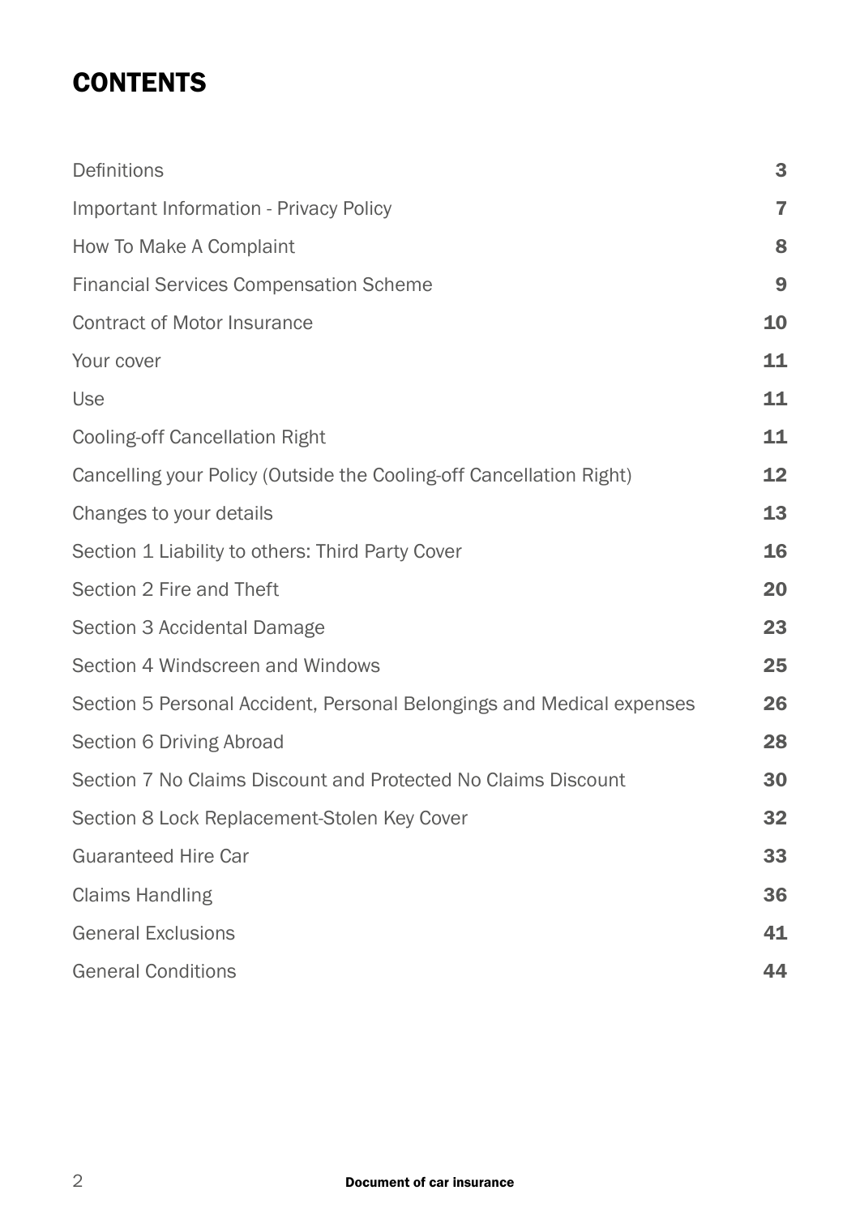# CONTENTS

| | |
|---|---|
| Definitions | 3 |
| Important Information - Privacy Policy | 7 |
| How To Make A Complaint | 8 |
| Financial Services Compensation Scheme | 9 |
| Contract of Motor Insurance | 10 |
| Your cover | 11 |
| Use | 11 |
| Cooling-off Cancellation Right | 11 |
| Cancelling your Policy (Outside the Cooling-off Cancellation Right) | 12 |
| Changes to your details | 13 |
| Section 1 Liability to others: Third Party Cover | 16 |
| Section 2 Fire and Theft | 20 |
| Section 3 Accidental Damage | 23 |
| Section 4 Windscreen and Windows | 25 |
| Section 5 Personal Accident, Personal Belongings and Medical expenses | 26 |
| Section 6 Driving Abroad | 28 |
| Section 7 No Claims Discount and Protected No Claims Discount | 30 |
| Section 8 Lock Replacement-Stolen Key Cover | 32 |
| Guaranteed Hire Car | 33 |
| Claims Handling | 36 |
| General Exclusions | 41 |
| General Conditions | 44 |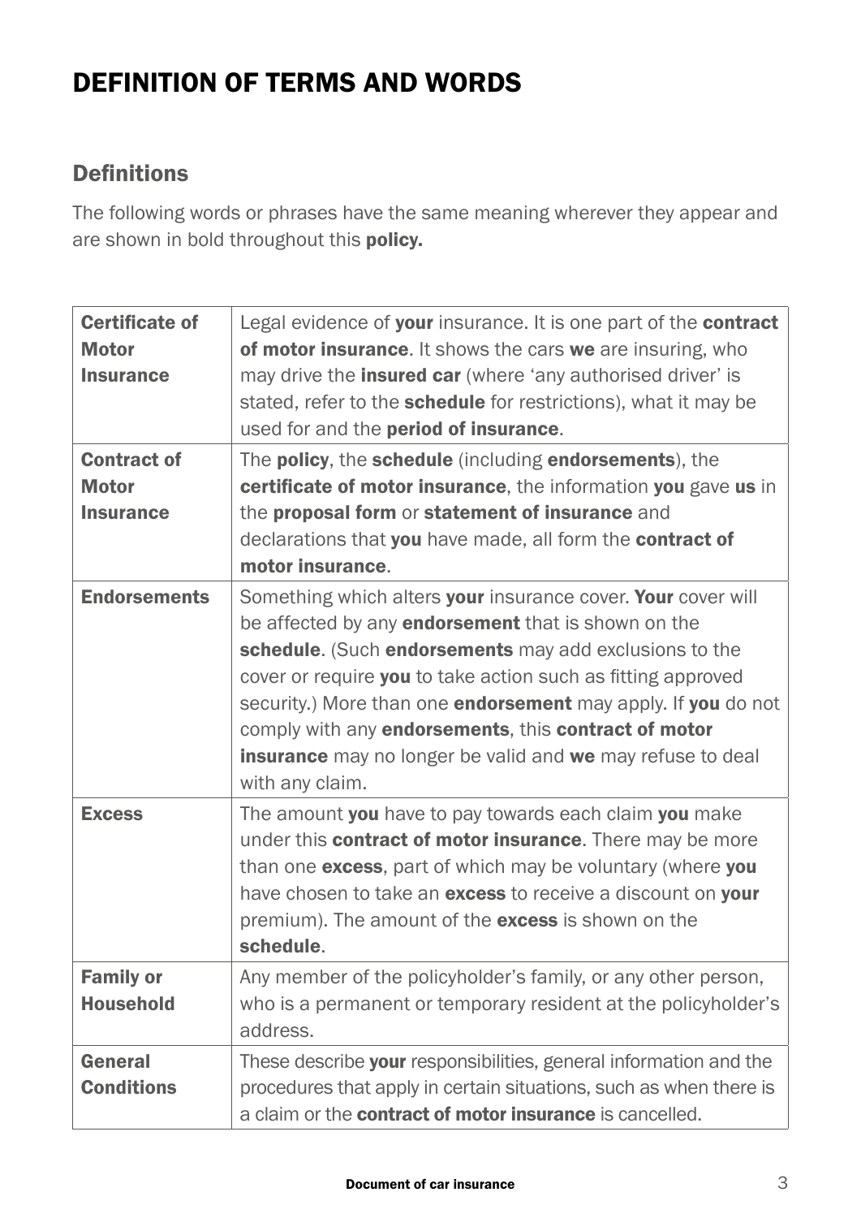# DEFINITION OF TERMS AND WORDS

## Definitions

The following words or phrases have the same meaning wherever they appear and are shown in bold throughout this **policy.**

| | |
|---|---|
| **Certificate of Motor Insurance** | Legal evidence of **your** insurance. It is one part of the **contract of motor insurance**. It shows the cars **we** are insuring, who may drive the **insured car** (where 'any authorised driver' is stated, refer to the **schedule** for restrictions), what it may be used for and the **period of insurance**. |
| **Contract of Motor Insurance** | The **policy**, the **schedule** (including **endorsements**), the **certificate of motor insurance**, the information **you** gave **us** in the **proposal form** or **statement of insurance** and declarations that **you** have made, all form the **contract of motor insurance**. |
| **Endorsements** | Something which alters **your** insurance cover. **Your** cover will be affected by any **endorsement** that is shown on the **schedule**. (Such **endorsements** may add exclusions to the cover or require **you** to take action such as fitting approved security.) More than one **endorsement** may apply. If **you** do not comply with any **endorsements**, this **contract of motor insurance** may no longer be valid and **we** may refuse to deal with any claim. |
| **Excess** | The amount **you** have to pay towards each claim **you** make under this **contract of motor insurance**. There may be more than one **excess**, part of which may be voluntary (where **you** have chosen to take an **excess** to receive a discount on **your** premium). The amount of the **excess** is shown on the **schedule**. |
| **Family or Household** | Any member of the policyholder's family, or any other person, who is a permanent or temporary resident at the policyholder's address. |
| **General Conditions** | These describe **your** responsibilities, general information and the procedures that apply in certain situations, such as when there is a claim or the **contract of motor insurance** is cancelled. |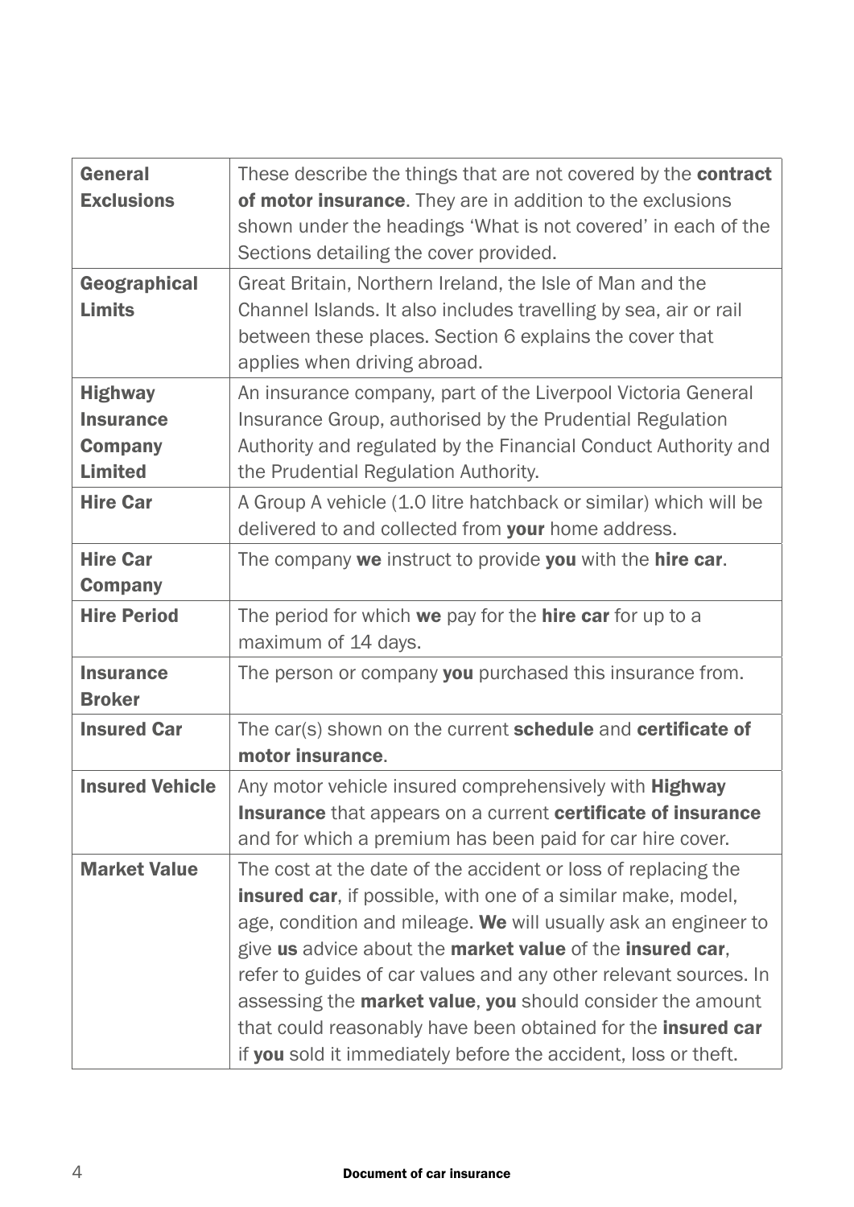| | |
|---|---|
| **General Exclusions** | These describe the things that are not covered by the **contract of motor insurance**. They are in addition to the exclusions shown under the headings 'What is not covered' in each of the Sections detailing the cover provided. |
| **Geographical Limits** | Great Britain, Northern Ireland, the Isle of Man and the Channel Islands. It also includes travelling by sea, air or rail between these places. Section 6 explains the cover that applies when driving abroad. |
| **Highway Insurance Company Limited** | An insurance company, part of the Liverpool Victoria General Insurance Group, authorised by the Prudential Regulation Authority and regulated by the Financial Conduct Authority and the Prudential Regulation Authority. |
| **Hire Car** | A Group A vehicle (1.0 litre hatchback or similar) which will be delivered to and collected from **your** home address. |
| **Hire Car Company** | The company **we** instruct to provide **you** with the **hire car**. |
| **Hire Period** | The period for which **we** pay for the **hire car** for up to a maximum of 14 days. |
| **Insurance Broker** | The person or company **you** purchased this insurance from. |
| **Insured Car** | The car(s) shown on the current **schedule** and **certificate of motor insurance**. |
| **Insured Vehicle** | Any motor vehicle insured comprehensively with **Highway Insurance** that appears on a current **certificate of insurance** and for which a premium has been paid for car hire cover. |
| **Market Value** | The cost at the date of the accident or loss of replacing the **insured car**, if possible, with one of a similar make, model, age, condition and mileage. **We** will usually ask an engineer to give **us** advice about the **market value** of the **insured car**, refer to guides of car values and any other relevant sources. In assessing the **market value**, **you** should consider the amount that could reasonably have been obtained for the **insured car** if **you** sold it immediately before the accident, loss or theft. |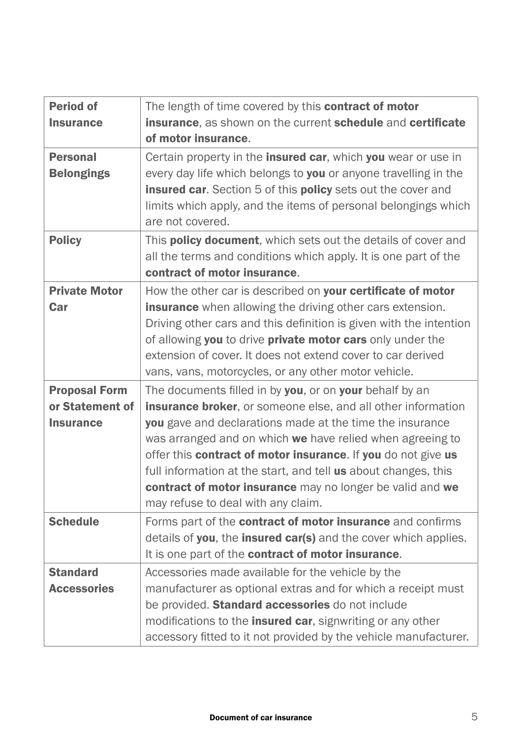| | |
|---|---|
| **Period of Insurance** | The length of time covered by this **contract of motor insurance**, as shown on the current **schedule** and **certificate of motor insurance**. |
| **Personal Belongings** | Certain property in the **insured car**, which **you** wear or use in every day life which belongs to **you** or anyone travelling in the **insured car**. Section 5 of this **policy** sets out the cover and limits which apply, and the items of personal belongings which are not covered. |
| **Policy** | This **policy document**, which sets out the details of cover and all the terms and conditions which apply. It is one part of the **contract of motor insurance**. |
| **Private Motor Car** | How the other car is described on **your certificate of motor insurance** when allowing the driving other cars extension. Driving other cars and this definition is given with the intention of allowing **you** to drive **private motor cars** only under the extension of cover. It does not extend cover to car derived vans, vans, motorcycles, or any other motor vehicle. |
| **Proposal Form or Statement of Insurance** | The documents filled in by **you**, or on **your** behalf by an **insurance broker**, or someone else, and all other information **you** gave and declarations made at the time the insurance was arranged and on which **we** have relied when agreeing to offer this **contract of motor insurance**. If **you** do not give **us** full information at the start, and tell **us** about changes, this **contract of motor insurance** may no longer be valid and **we** may refuse to deal with any claim. |
| **Schedule** | Forms part of the **contract of motor insurance** and confirms details of **you**, the **insured car(s)** and the cover which applies. It is one part of the **contract of motor insurance**. |
| **Standard Accessories** | Accessories made available for the vehicle by the manufacturer as optional extras and for which a receipt must be provided. **Standard accessories** do not include modifications to the **insured car**, signwriting or any other accessory fitted to it not provided by the vehicle manufacturer. |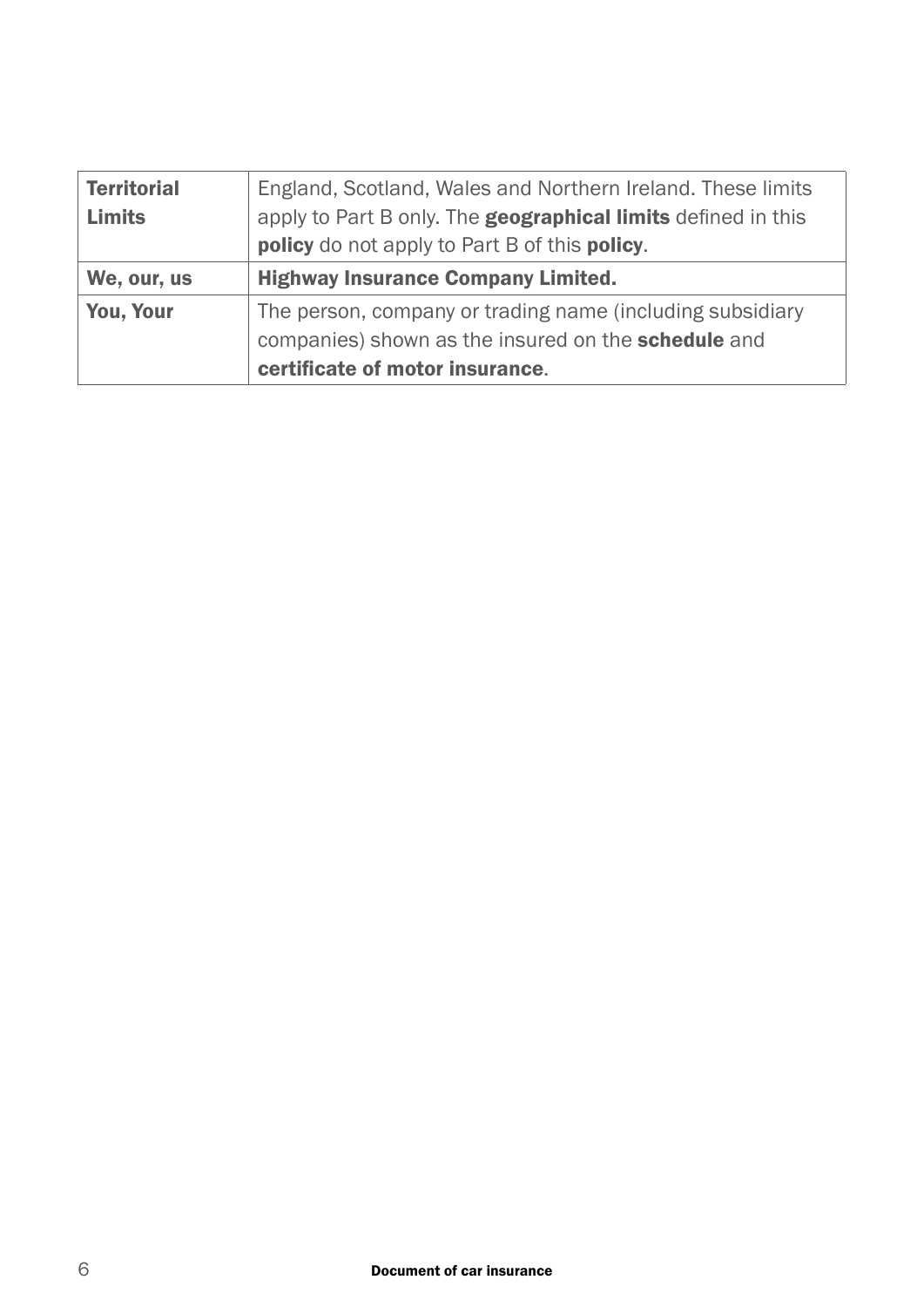| **Territorial Limits** | England, Scotland, Wales and Northern Ireland. These limits apply to Part B only. The **geographical limits** defined in this **policy** do not apply to Part B of this **policy**. |
| --- | --- |
| **We, our, us** | **Highway Insurance Company Limited.** |
| **You, Your** | The person, company or trading name (including subsidiary companies) shown as the insured on the **schedule** and **certificate of motor insurance**. |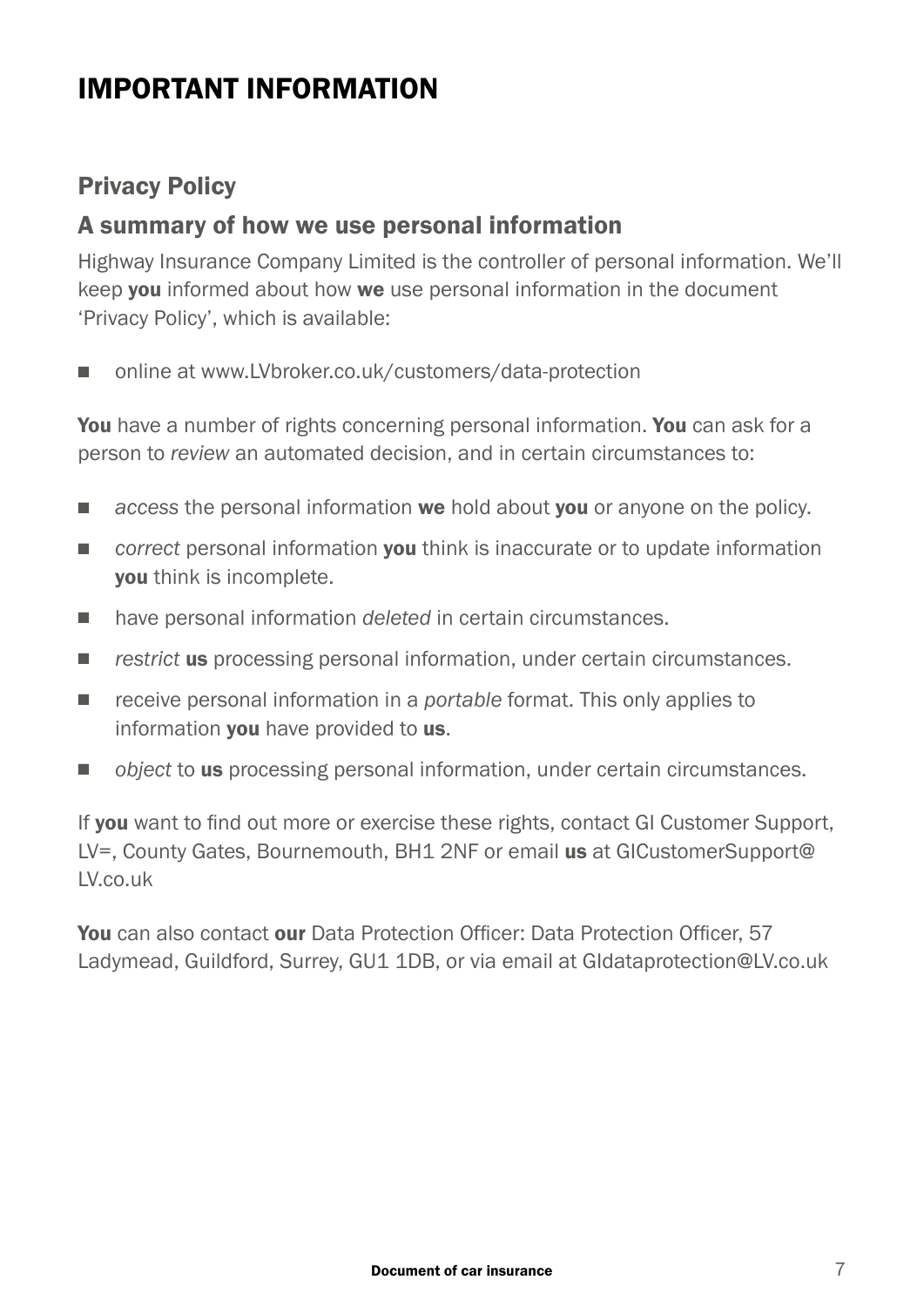# IMPORTANT INFORMATION

## Privacy Policy

### A summary of how we use personal information

Highway Insurance Company Limited is the controller of personal information. We'll keep **you** informed about how **we** use personal information in the document 'Privacy Policy', which is available:

- online at www.LVbroker.co.uk/customers/data-protection

**You** have a number of rights concerning personal information. **You** can ask for a person to *review* an automated decision, and in certain circumstances to:

- *access* the personal information **we** hold about **you** or anyone on the policy.
- *correct* personal information **you** think is inaccurate or to update information **you** think is incomplete.
- have personal information *deleted* in certain circumstances.
- *restrict* **us** processing personal information, under certain circumstances.
- receive personal information in a *portable* format. This only applies to information **you** have provided to **us**.
- *object* to **us** processing personal information, under certain circumstances.

If **you** want to find out more or exercise these rights, contact GI Customer Support, LV=, County Gates, Bournemouth, BH1 2NF or email **us** at GICustomerSupport@LV.co.uk

**You** can also contact **our** Data Protection Officer: Data Protection Officer, 57 Ladymead, Guildford, Surrey, GU1 1DB, or via email at GIdataprotection@LV.co.uk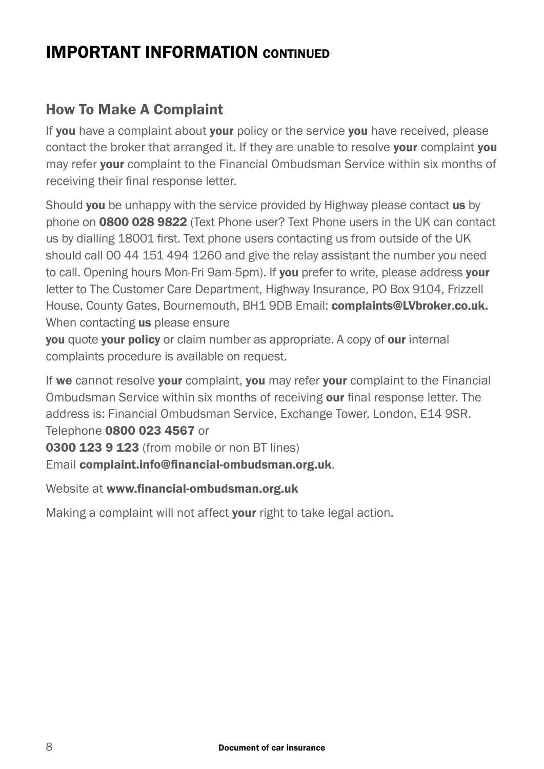# IMPORTANT INFORMATION CONTINUED

## How To Make A Complaint

If **you** have a complaint about **your** policy or the service **you** have received, please contact the broker that arranged it. If they are unable to resolve **your** complaint **you** may refer **your** complaint to the Financial Ombudsman Service within six months of receiving their final response letter.

Should **you** be unhappy with the service provided by Highway please contact **us** by phone on **0800 028 9822** (Text Phone user? Text Phone users in the UK can contact us by dialling 18001 first. Text phone users contacting us from outside of the UK should call 00 44 151 494 1260 and give the relay assistant the number you need to call. Opening hours Mon-Fri 9am-5pm). If **you** prefer to write, please address **your** letter to The Customer Care Department, Highway Insurance, PO Box 9104, Frizzell House, County Gates, Bournemouth, BH1 9DB Email: **complaints@LVbroker.co.uk.** When contacting **us** please ensure **you** quote **your policy** or claim number as appropriate. A copy of **our** internal complaints procedure is available on request.

If **we** cannot resolve **your** complaint, **you** may refer **your** complaint to the Financial Ombudsman Service within six months of receiving **our** final response letter. The address is: Financial Ombudsman Service, Exchange Tower, London, E14 9SR. Telephone **0800 023 4567** or
**0300 123 9 123** (from mobile or non BT lines)
Email **complaint.info@financial-ombudsman.org.uk**.

Website at **www.financial-ombudsman.org.uk**

Making a complaint will not affect **your** right to take legal action.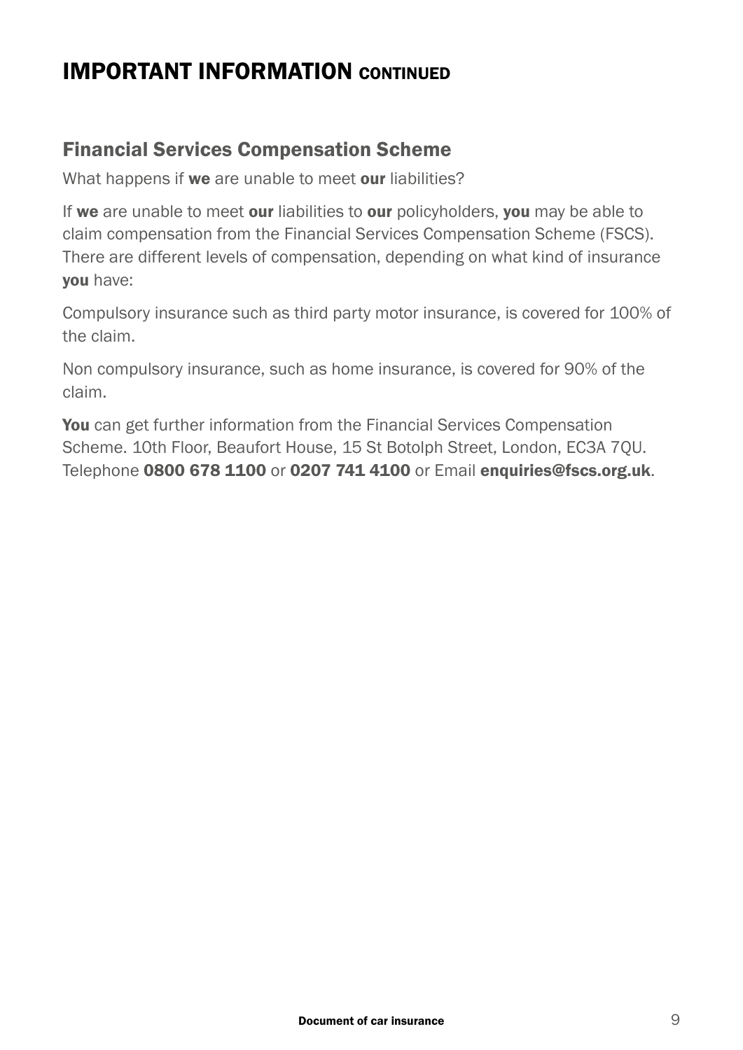# IMPORTANT INFORMATION CONTINUED

## Financial Services Compensation Scheme

What happens if **we** are unable to meet **our** liabilities?

If **we** are unable to meet **our** liabilities to **our** policyholders, **you** may be able to claim compensation from the Financial Services Compensation Scheme (FSCS). There are different levels of compensation, depending on what kind of insurance **you** have:

Compulsory insurance such as third party motor insurance, is covered for 100% of the claim.

Non compulsory insurance, such as home insurance, is covered for 90% of the claim.

**You** can get further information from the Financial Services Compensation Scheme. 10th Floor, Beaufort House, 15 St Botolph Street, London, EC3A 7QU. Telephone **0800 678 1100** or **0207 741 4100** or Email **enquiries@fscs.org.uk**.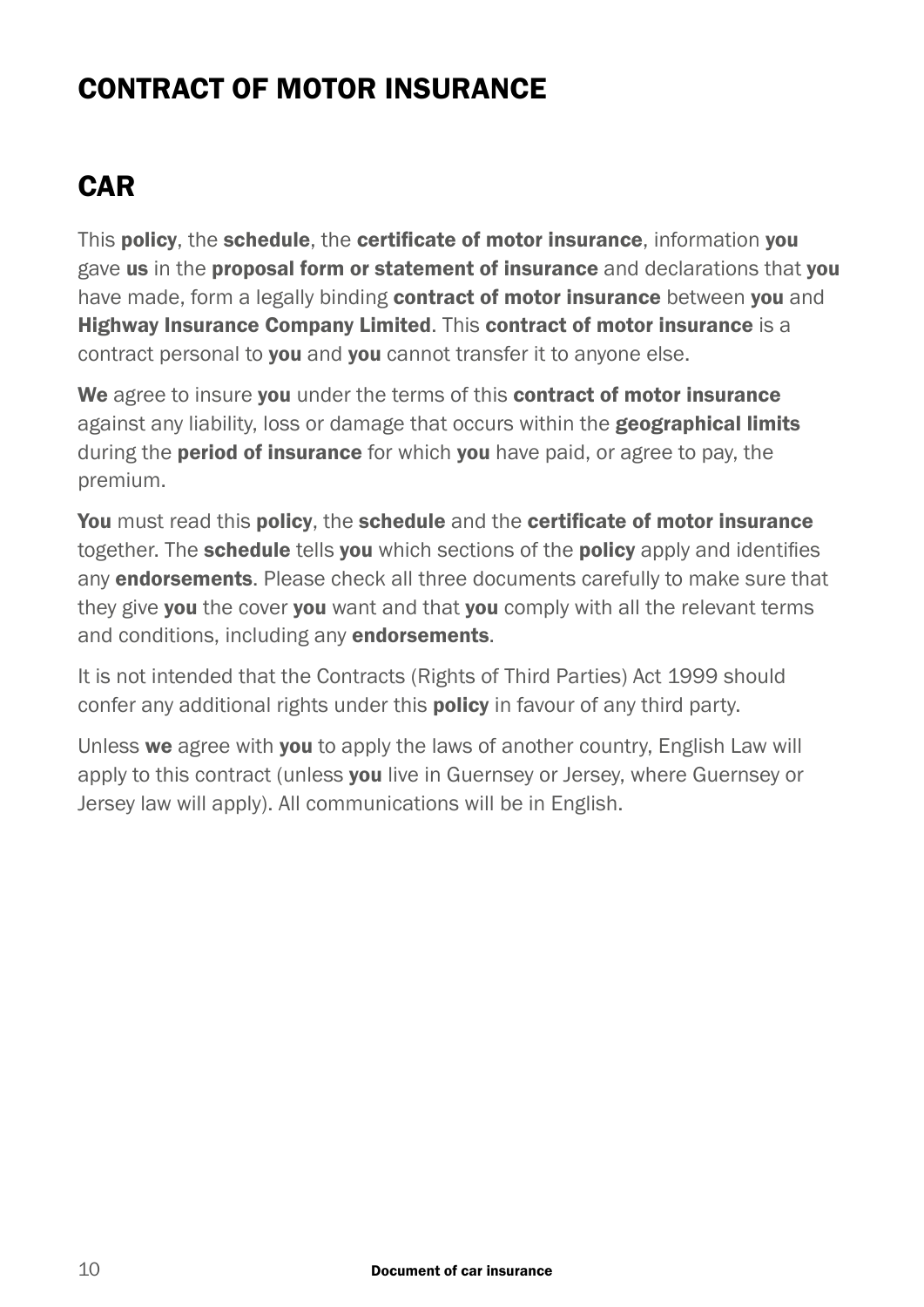# CONTRACT OF MOTOR INSURANCE

## CAR

This **policy**, the **schedule**, the **certificate of motor insurance**, information **you** gave **us** in the **proposal form or statement of insurance** and declarations that **you** have made, form a legally binding **contract of motor insurance** between **you** and **Highway Insurance Company Limited**. This **contract of motor insurance** is a contract personal to **you** and **you** cannot transfer it to anyone else.

**We** agree to insure **you** under the terms of this **contract of motor insurance** against any liability, loss or damage that occurs within the **geographical limits** during the **period of insurance** for which **you** have paid, or agree to pay, the premium.

**You** must read this **policy**, the **schedule** and the **certificate of motor insurance** together. The **schedule** tells **you** which sections of the **policy** apply and identifies any **endorsements**. Please check all three documents carefully to make sure that they give **you** the cover **you** want and that **you** comply with all the relevant terms and conditions, including any **endorsements**.

It is not intended that the Contracts (Rights of Third Parties) Act 1999 should confer any additional rights under this **policy** in favour of any third party.

Unless **we** agree with **you** to apply the laws of another country, English Law will apply to this contract (unless **you** live in Guernsey or Jersey, where Guernsey or Jersey law will apply). All communications will be in English.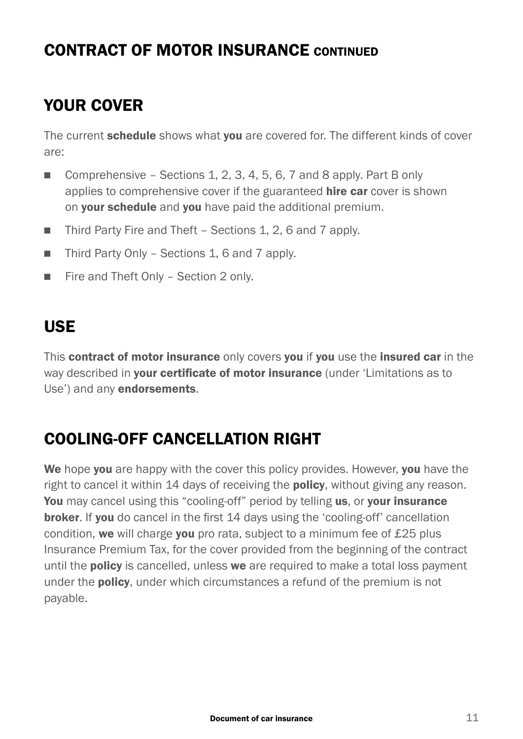# CONTRACT OF MOTOR INSURANCE CONTINUED

## YOUR COVER

The current **schedule** shows what **you** are covered for. The different kinds of cover are:

- Comprehensive – Sections 1, 2, 3, 4, 5, 6, 7 and 8 apply. Part B only applies to comprehensive cover if the guaranteed **hire car** cover is shown on **your schedule** and **you** have paid the additional premium.
- Third Party Fire and Theft – Sections 1, 2, 6 and 7 apply.
- Third Party Only – Sections 1, 6 and 7 apply.
- Fire and Theft Only – Section 2 only.

## USE

This **contract of motor insurance** only covers **you** if **you** use the **insured car** in the way described in **your certificate of motor insurance** (under 'Limitations as to Use') and any **endorsements**.

## COOLING-OFF CANCELLATION RIGHT

**We** hope **you** are happy with the cover this policy provides. However, **you** have the right to cancel it within 14 days of receiving the **policy**, without giving any reason. **You** may cancel using this "cooling-off" period by telling **us**, or **your insurance broker**. If **you** do cancel in the first 14 days using the 'cooling-off' cancellation condition, **we** will charge **you** pro rata, subject to a minimum fee of £25 plus Insurance Premium Tax, for the cover provided from the beginning of the contract until the **policy** is cancelled, unless **we** are required to make a total loss payment under the **policy**, under which circumstances a refund of the premium is not payable.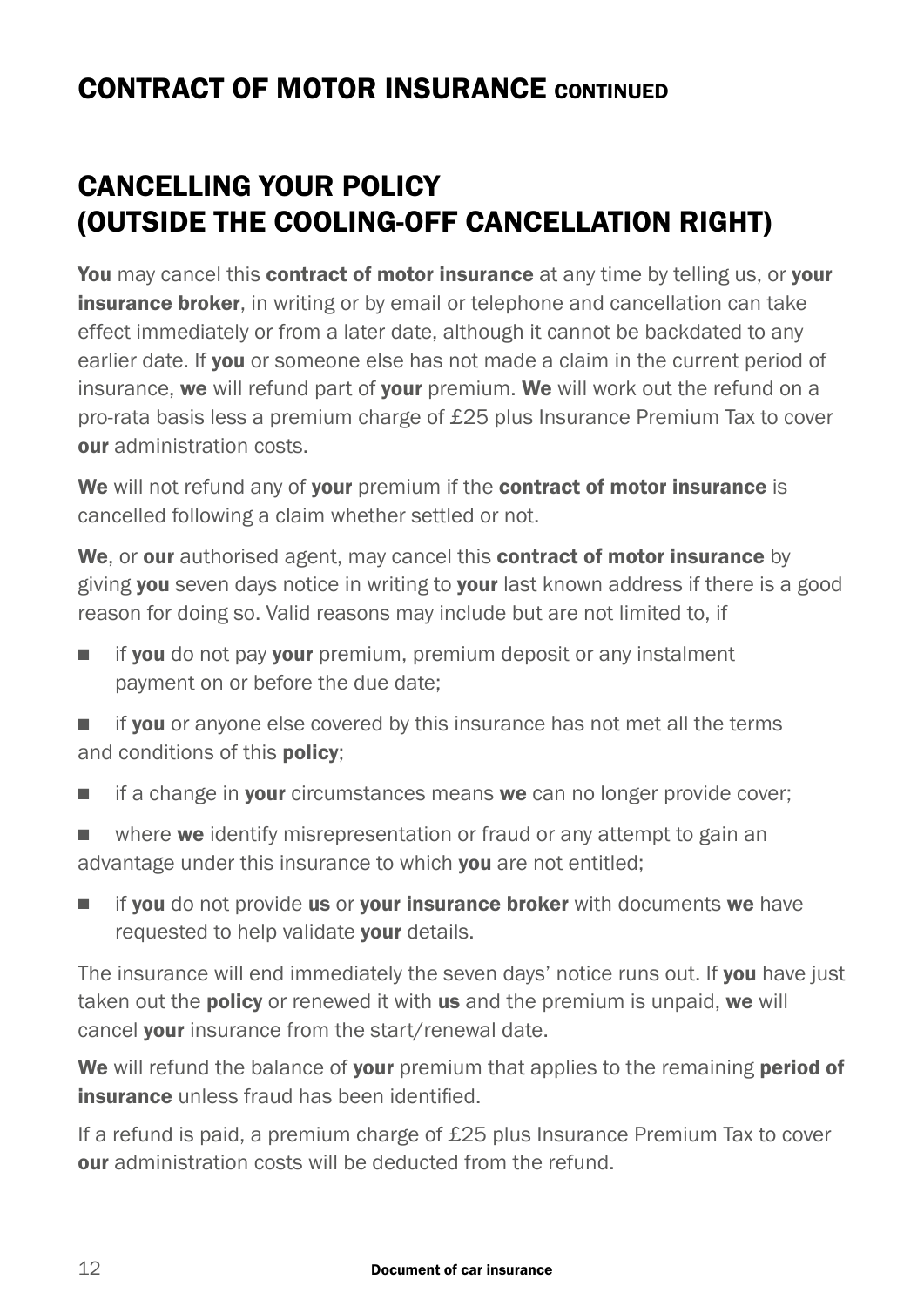# CONTRACT OF MOTOR INSURANCE CONTINUED

## CANCELLING YOUR POLICY (OUTSIDE THE COOLING-OFF CANCELLATION RIGHT)

**You** may cancel this **contract of motor insurance** at any time by telling us, or **your insurance broker**, in writing or by email or telephone and cancellation can take effect immediately or from a later date, although it cannot be backdated to any earlier date. If **you** or someone else has not made a claim in the current period of insurance, **we** will refund part of **your** premium. **We** will work out the refund on a pro-rata basis less a premium charge of £25 plus Insurance Premium Tax to cover **our** administration costs.

**We** will not refund any of **your** premium if the **contract of motor insurance** is cancelled following a claim whether settled or not.

**We**, or **our** authorised agent, may cancel this **contract of motor insurance** by giving **you** seven days notice in writing to **your** last known address if there is a good reason for doing so. Valid reasons may include but are not limited to, if

- if **you** do not pay **your** premium, premium deposit or any instalment payment on or before the due date;
- if **you** or anyone else covered by this insurance has not met all the terms and conditions of this **policy**;
- if a change in **your** circumstances means **we** can no longer provide cover;
- where **we** identify misrepresentation or fraud or any attempt to gain an advantage under this insurance to which **you** are not entitled;
- if **you** do not provide **us** or **your insurance broker** with documents **we** have requested to help validate **your** details.

The insurance will end immediately the seven days' notice runs out. If **you** have just taken out the **policy** or renewed it with **us** and the premium is unpaid, **we** will cancel **your** insurance from the start/renewal date.

**We** will refund the balance of **your** premium that applies to the remaining **period of insurance** unless fraud has been identified.

If a refund is paid, a premium charge of £25 plus Insurance Premium Tax to cover **our** administration costs will be deducted from the refund.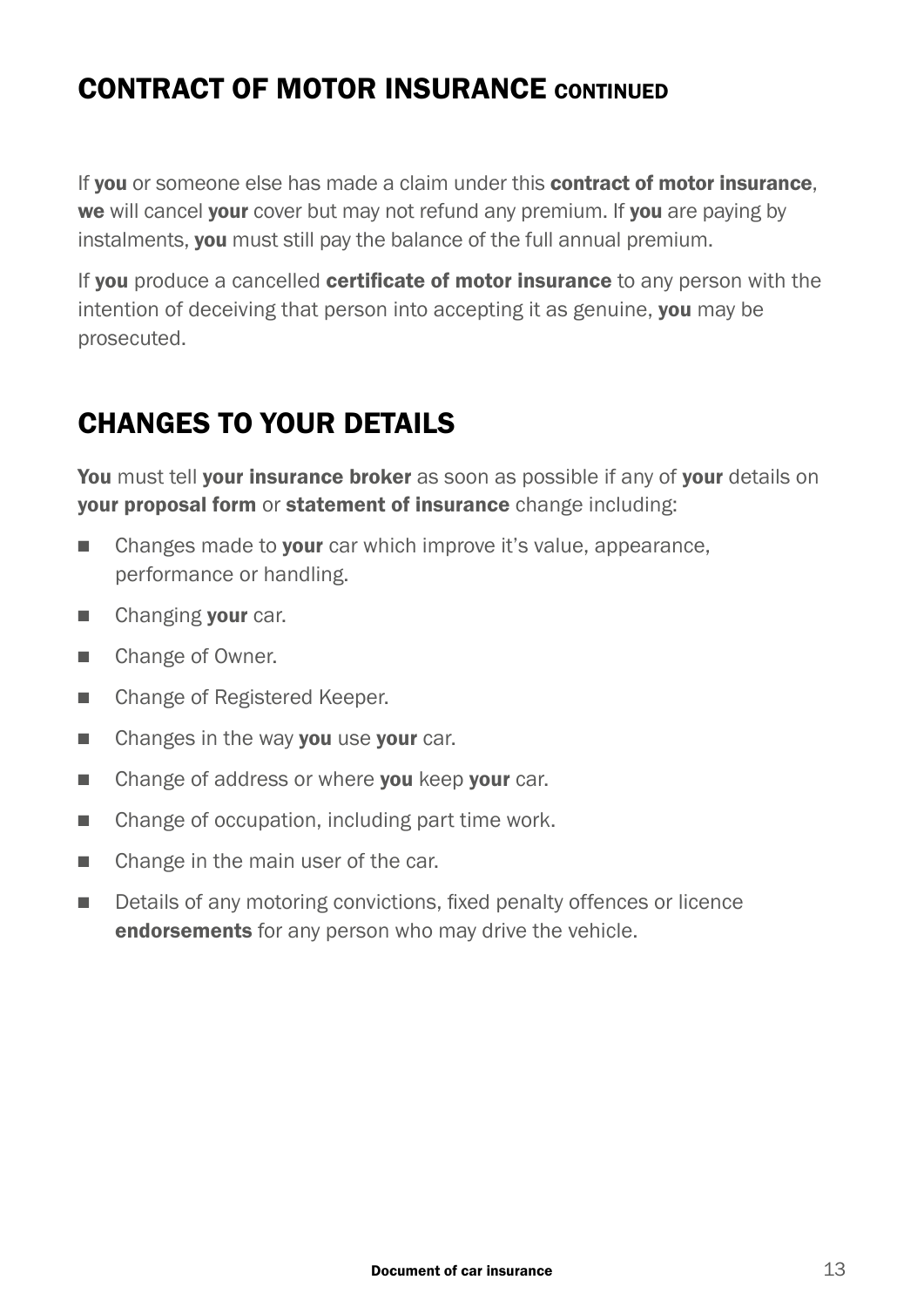## CONTRACT OF MOTOR INSURANCE CONTINUED

If **you** or someone else has made a claim under this **contract of motor insurance**, **we** will cancel **your** cover but may not refund any premium. If **you** are paying by instalments, **you** must still pay the balance of the full annual premium.

If **you** produce a cancelled **certificate of motor insurance** to any person with the intention of deceiving that person into accepting it as genuine, **you** may be prosecuted.

## CHANGES TO YOUR DETAILS

**You** must tell **your insurance broker** as soon as possible if any of **your** details on **your proposal form** or **statement of insurance** change including:

- Changes made to **your** car which improve it's value, appearance, performance or handling.
- Changing **your** car.
- Change of Owner.
- Change of Registered Keeper.
- Changes in the way **you** use **your** car.
- Change of address or where **you** keep **your** car.
- Change of occupation, including part time work.
- Change in the main user of the car.
- Details of any motoring convictions, fixed penalty offences or licence **endorsements** for any person who may drive the vehicle.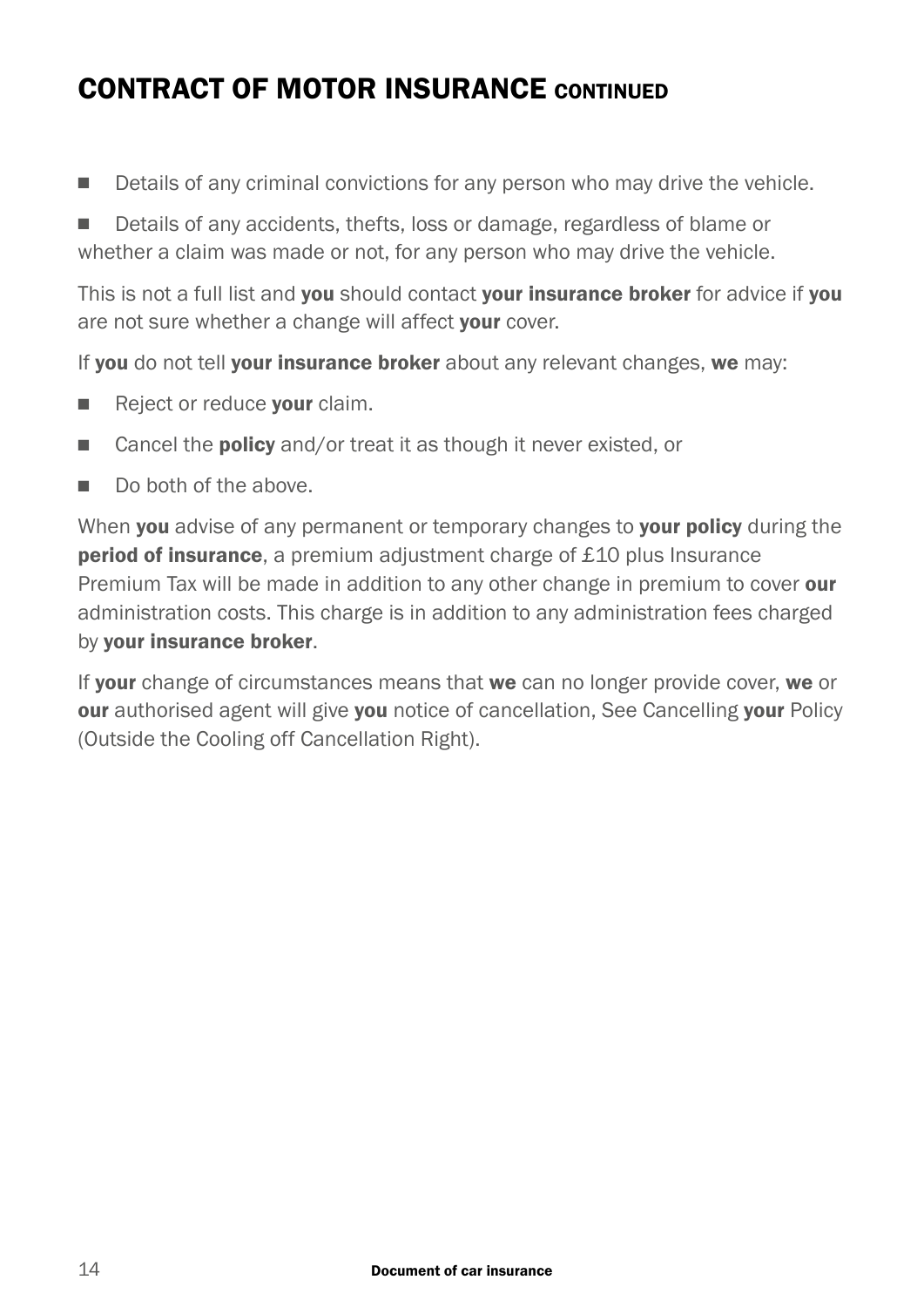## CONTRACT OF MOTOR INSURANCE CONTINUED

- Details of any criminal convictions for any person who may drive the vehicle.
- Details of any accidents, thefts, loss or damage, regardless of blame or whether a claim was made or not, for any person who may drive the vehicle.

This is not a full list and **you** should contact **your insurance broker** for advice if **you** are not sure whether a change will affect **your** cover.

If **you** do not tell **your insurance broker** about any relevant changes, **we** may:

- Reject or reduce **your** claim.
- Cancel the **policy** and/or treat it as though it never existed, or
- Do both of the above.

When **you** advise of any permanent or temporary changes to **your policy** during the **period of insurance**, a premium adjustment charge of £10 plus Insurance Premium Tax will be made in addition to any other change in premium to cover **our** administration costs. This charge is in addition to any administration fees charged by **your insurance broker**.

If **your** change of circumstances means that **we** can no longer provide cover, **we** or **our** authorised agent will give **you** notice of cancellation, See Cancelling **your** Policy (Outside the Cooling off Cancellation Right).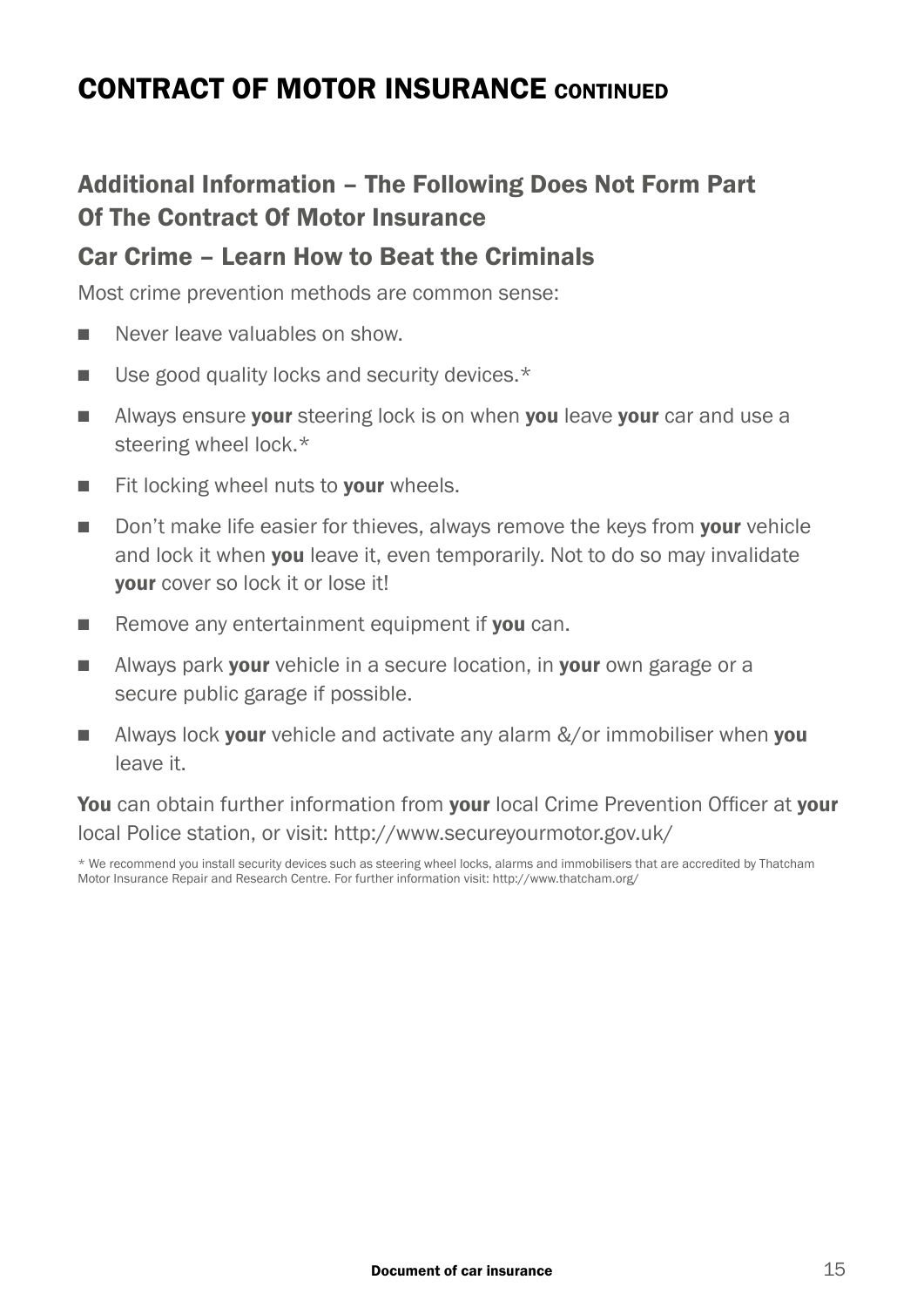# CONTRACT OF MOTOR INSURANCE CONTINUED

## Additional Information – The Following Does Not Form Part Of The Contract Of Motor Insurance

### Car Crime – Learn How to Beat the Criminals

Most crime prevention methods are common sense:

- Never leave valuables on show.
- Use good quality locks and security devices.*
- Always ensure **your** steering lock is on when **you** leave **your** car and use a steering wheel lock.*
- Fit locking wheel nuts to **your** wheels.
- Don't make life easier for thieves, always remove the keys from **your** vehicle and lock it when **you** leave it, even temporarily. Not to do so may invalidate **your** cover so lock it or lose it!
- Remove any entertainment equipment if **you** can.
- Always park **your** vehicle in a secure location, in **your** own garage or a secure public garage if possible.
- Always lock **your** vehicle and activate any alarm &/or immobiliser when **you** leave it.

**You** can obtain further information from **your** local Crime Prevention Officer at **your** local Police station, or visit: http://www.secureyourmotor.gov.uk/

* We recommend you install security devices such as steering wheel locks, alarms and immobilisers that are accredited by Thatcham Motor Insurance Repair and Research Centre. For further information visit: http://www.thatcham.org/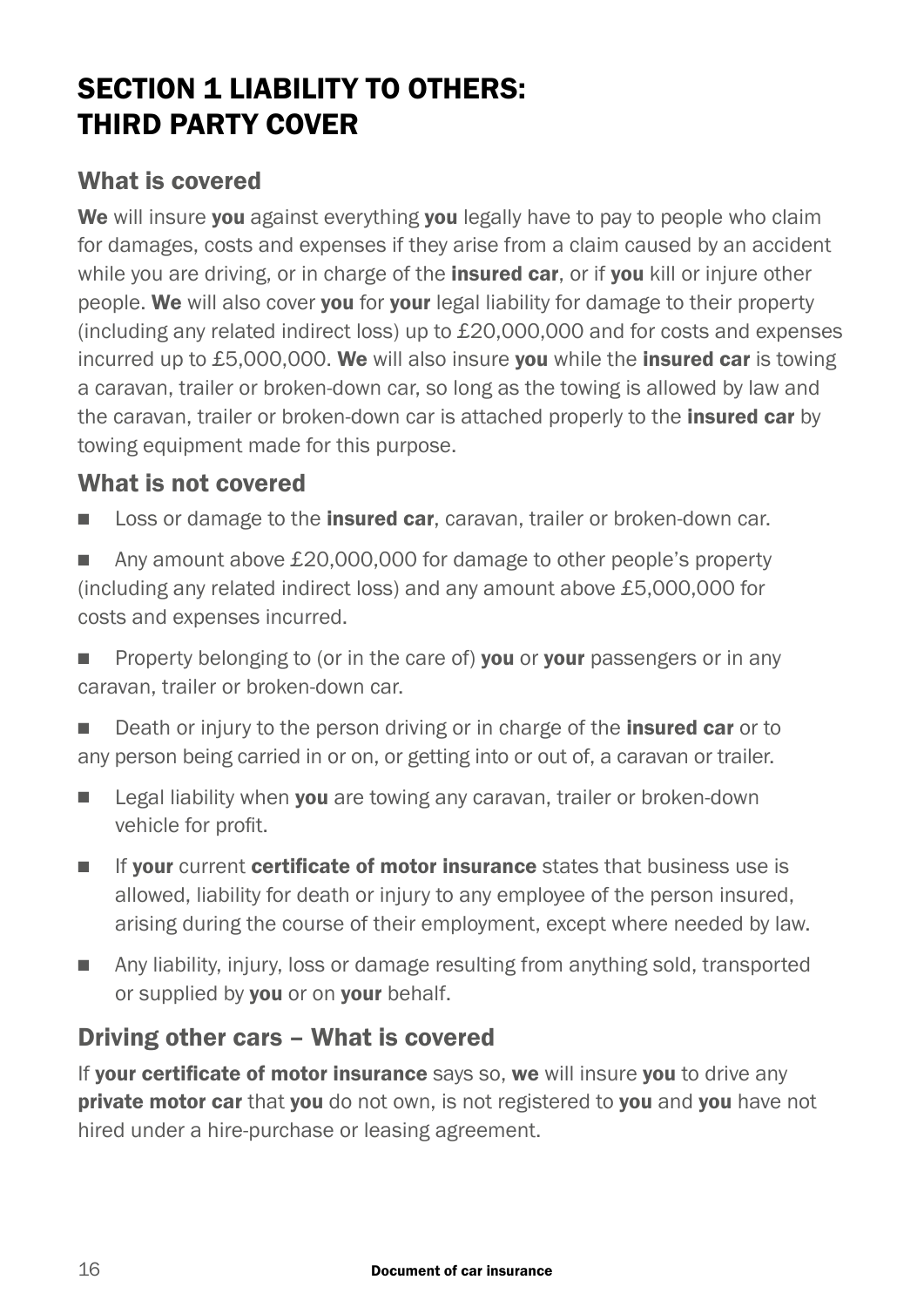# SECTION 1 LIABILITY TO OTHERS: THIRD PARTY COVER

## What is covered

**We** will insure **you** against everything **you** legally have to pay to people who claim for damages, costs and expenses if they arise from a claim caused by an accident while you are driving, or in charge of the **insured car**, or if **you** kill or injure other people. **We** will also cover **you** for **your** legal liability for damage to their property (including any related indirect loss) up to £20,000,000 and for costs and expenses incurred up to £5,000,000. **We** will also insure **you** while the **insured car** is towing a caravan, trailer or broken-down car, so long as the towing is allowed by law and the caravan, trailer or broken-down car is attached properly to the **insured car** by towing equipment made for this purpose.

## What is not covered

- Loss or damage to the **insured car**, caravan, trailer or broken-down car.
- Any amount above £20,000,000 for damage to other people's property (including any related indirect loss) and any amount above £5,000,000 for costs and expenses incurred.
- Property belonging to (or in the care of) **you** or **your** passengers or in any caravan, trailer or broken-down car.
- Death or injury to the person driving or in charge of the **insured car** or to any person being carried in or on, or getting into or out of, a caravan or trailer.
- Legal liability when **you** are towing any caravan, trailer or broken-down vehicle for profit.
- If **your** current **certificate of motor insurance** states that business use is allowed, liability for death or injury to any employee of the person insured, arising during the course of their employment, except where needed by law.
- Any liability, injury, loss or damage resulting from anything sold, transported or supplied by **you** or on **your** behalf.

## Driving other cars – What is covered

If **your certificate of motor insurance** says so, **we** will insure **you** to drive any **private motor car** that **you** do not own, is not registered to **you** and **you** have not hired under a hire-purchase or leasing agreement.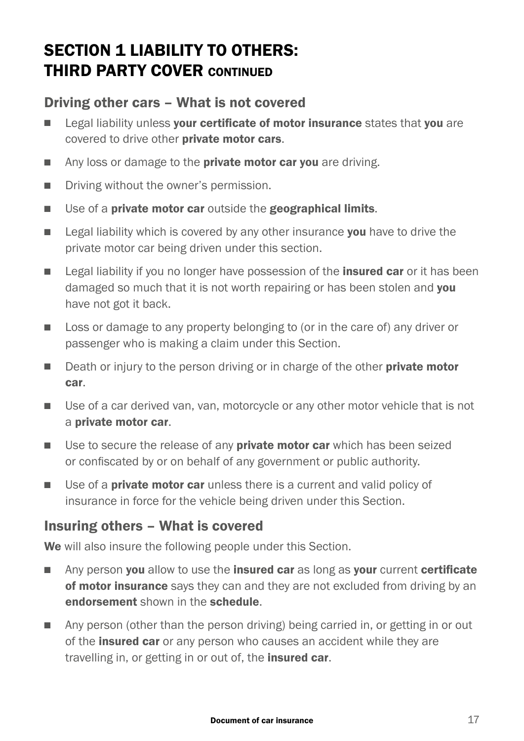# SECTION 1 LIABILITY TO OTHERS: THIRD PARTY COVER CONTINUED

## Driving other cars – What is not covered

- Legal liability unless **your certificate of motor insurance** states that **you** are covered to drive other **private motor cars**.
- Any loss or damage to the **private motor car you** are driving.
- Driving without the owner's permission.
- Use of a **private motor car** outside the **geographical limits**.
- Legal liability which is covered by any other insurance **you** have to drive the private motor car being driven under this section.
- Legal liability if you no longer have possession of the **insured car** or it has been damaged so much that it is not worth repairing or has been stolen and **you** have not got it back.
- Loss or damage to any property belonging to (or in the care of) any driver or passenger who is making a claim under this Section.
- Death or injury to the person driving or in charge of the other **private motor car**.
- Use of a car derived van, van, motorcycle or any other motor vehicle that is not a **private motor car**.
- Use to secure the release of any **private motor car** which has been seized or confiscated by or on behalf of any government or public authority.
- Use of a **private motor car** unless there is a current and valid policy of insurance in force for the vehicle being driven under this Section.

## Insuring others – What is covered

**We** will also insure the following people under this Section.

- Any person **you** allow to use the **insured car** as long as **your** current **certificate of motor insurance** says they can and they are not excluded from driving by an **endorsement** shown in the **schedule**.
- Any person (other than the person driving) being carried in, or getting in or out of the **insured car** or any person who causes an accident while they are travelling in, or getting in or out of, the **insured car**.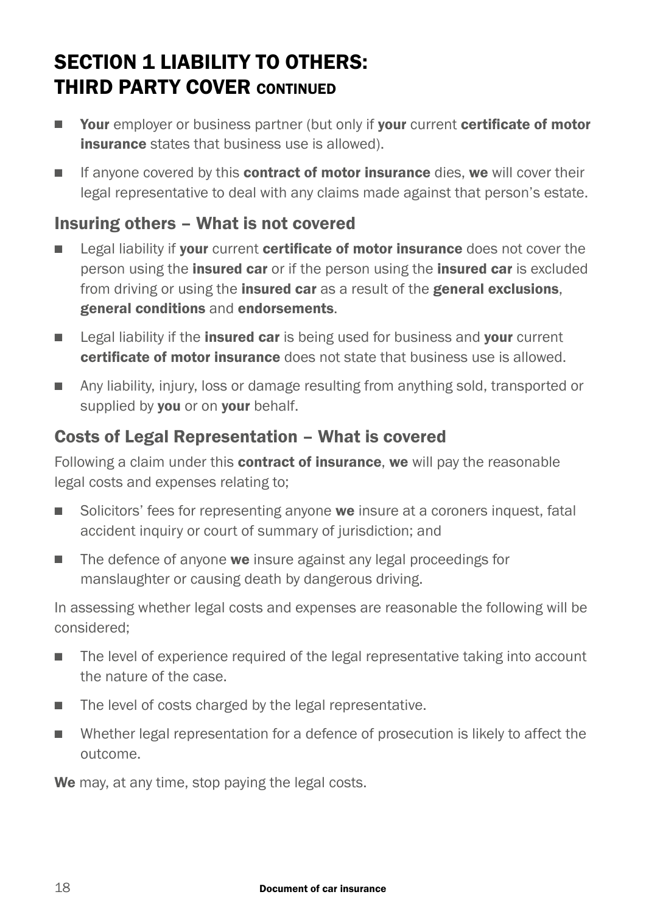## SECTION 1 LIABILITY TO OTHERS: THIRD PARTY COVER CONTINUED

- **Your** employer or business partner (but only if **your** current **certificate of motor insurance** states that business use is allowed).
- If anyone covered by this **contract of motor insurance** dies, **we** will cover their legal representative to deal with any claims made against that person's estate.

### Insuring others – What is not covered

- Legal liability if **your** current **certificate of motor insurance** does not cover the person using the **insured car** or if the person using the **insured car** is excluded from driving or using the **insured car** as a result of the **general exclusions**, **general conditions** and **endorsements**.
- Legal liability if the **insured car** is being used for business and **your** current **certificate of motor insurance** does not state that business use is allowed.
- Any liability, injury, loss or damage resulting from anything sold, transported or supplied by **you** or on **your** behalf.

### Costs of Legal Representation – What is covered

Following a claim under this **contract of insurance**, **we** will pay the reasonable legal costs and expenses relating to;

- Solicitors' fees for representing anyone **we** insure at a coroners inquest, fatal accident inquiry or court of summary of jurisdiction; and
- The defence of anyone **we** insure against any legal proceedings for manslaughter or causing death by dangerous driving.

In assessing whether legal costs and expenses are reasonable the following will be considered;

- The level of experience required of the legal representative taking into account the nature of the case.
- The level of costs charged by the legal representative.
- Whether legal representation for a defence of prosecution is likely to affect the outcome.

**We** may, at any time, stop paying the legal costs.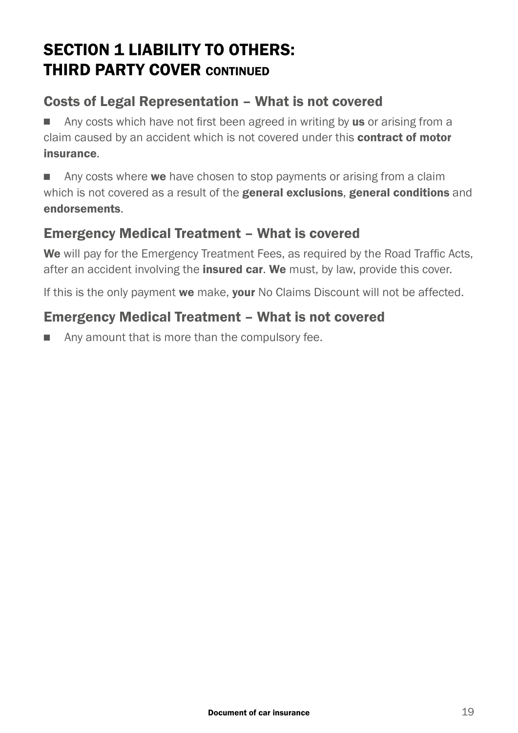# SECTION 1 LIABILITY TO OTHERS: THIRD PARTY COVER CONTINUED

## Costs of Legal Representation – What is not covered

- Any costs which have not first been agreed in writing by **us** or arising from a claim caused by an accident which is not covered under this **contract of motor insurance**.
- Any costs where **we** have chosen to stop payments or arising from a claim which is not covered as a result of the **general exclusions**, **general conditions** and **endorsements**.

## Emergency Medical Treatment – What is covered

**We** will pay for the Emergency Treatment Fees, as required by the Road Traffic Acts, after an accident involving the **insured car**. **We** must, by law, provide this cover.

If this is the only payment **we** make, **your** No Claims Discount will not be affected.

## Emergency Medical Treatment – What is not covered

- Any amount that is more than the compulsory fee.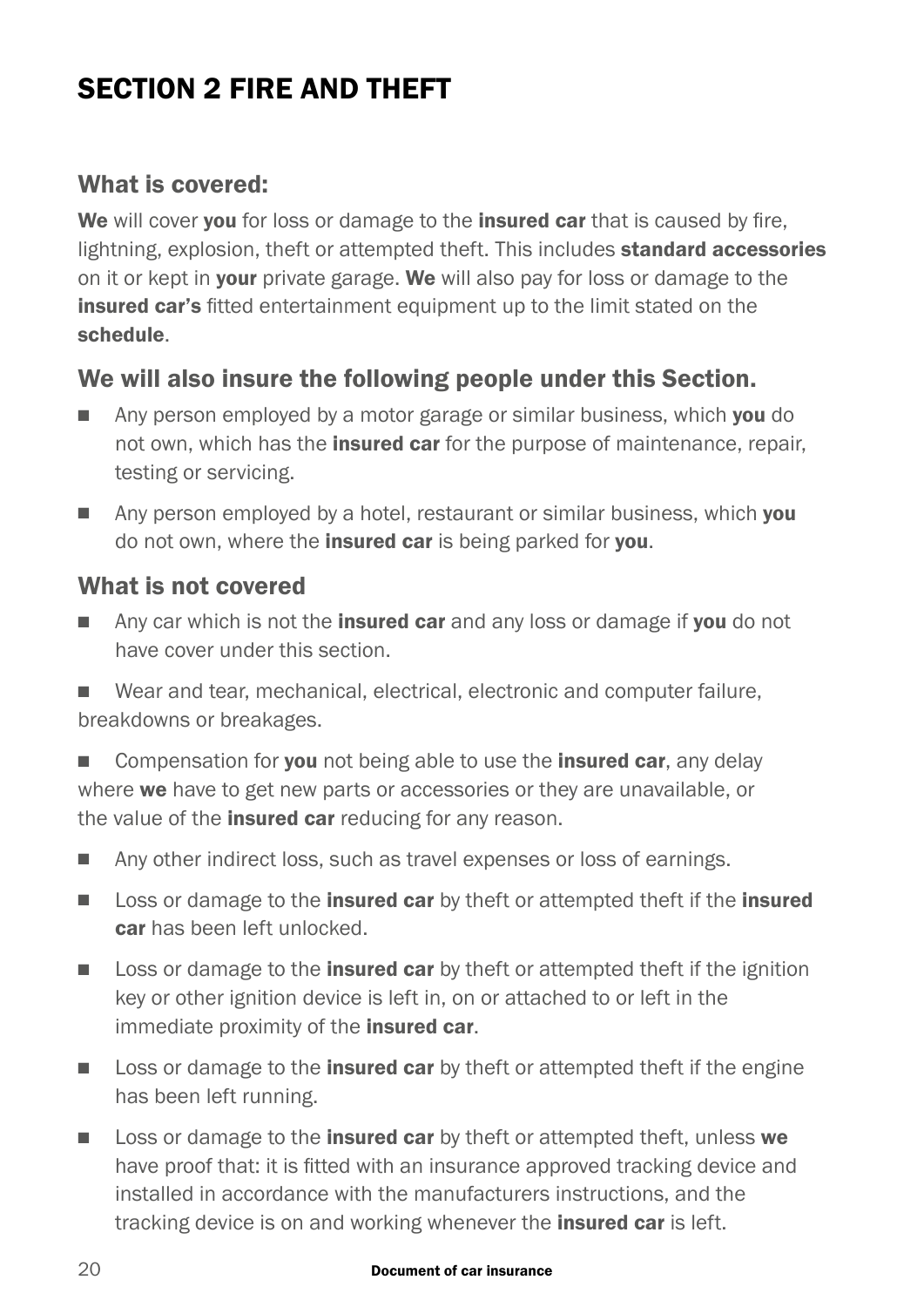# SECTION 2 FIRE AND THEFT

## What is covered:

**We** will cover **you** for loss or damage to the **insured car** that is caused by fire, lightning, explosion, theft or attempted theft. This includes **standard accessories** on it or kept in **your** private garage. **We** will also pay for loss or damage to the **insured car's** fitted entertainment equipment up to the limit stated on the **schedule**.

## We will also insure the following people under this Section.

- Any person employed by a motor garage or similar business, which **you** do not own, which has the **insured car** for the purpose of maintenance, repair, testing or servicing.
- Any person employed by a hotel, restaurant or similar business, which **you** do not own, where the **insured car** is being parked for **you**.

## What is not covered

- Any car which is not the **insured car** and any loss or damage if **you** do not have cover under this section.
- Wear and tear, mechanical, electrical, electronic and computer failure, breakdowns or breakages.
- Compensation for **you** not being able to use the **insured car**, any delay where **we** have to get new parts or accessories or they are unavailable, or the value of the **insured car** reducing for any reason.
- Any other indirect loss, such as travel expenses or loss of earnings.
- Loss or damage to the **insured car** by theft or attempted theft if the **insured car** has been left unlocked.
- Loss or damage to the **insured car** by theft or attempted theft if the ignition key or other ignition device is left in, on or attached to or left in the immediate proximity of the **insured car**.
- Loss or damage to the **insured car** by theft or attempted theft if the engine has been left running.
- Loss or damage to the **insured car** by theft or attempted theft, unless **we** have proof that: it is fitted with an insurance approved tracking device and installed in accordance with the manufacturers instructions, and the tracking device is on and working whenever the **insured car** is left.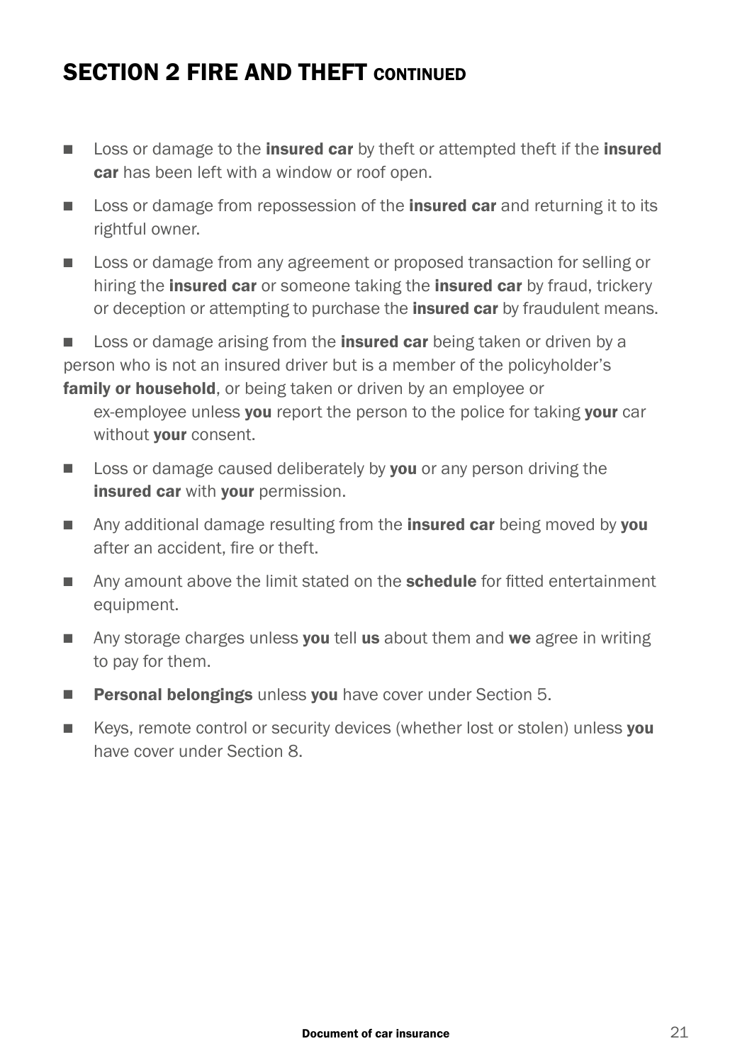# SECTION 2 FIRE AND THEFT CONTINUED

- Loss or damage to the **insured car** by theft or attempted theft if the **insured car** has been left with a window or roof open.
- Loss or damage from repossession of the **insured car** and returning it to its rightful owner.
- Loss or damage from any agreement or proposed transaction for selling or hiring the **insured car** or someone taking the **insured car** by fraud, trickery or deception or attempting to purchase the **insured car** by fraudulent means.
- Loss or damage arising from the **insured car** being taken or driven by a person who is not an insured driver but is a member of the policyholder's **family or household**, or being taken or driven by an employee or ex-employee unless **you** report the person to the police for taking **your** car without **your** consent.
- Loss or damage caused deliberately by **you** or any person driving the **insured car** with **your** permission.
- Any additional damage resulting from the **insured car** being moved by **you** after an accident, fire or theft.
- Any amount above the limit stated on the **schedule** for fitted entertainment equipment.
- Any storage charges unless **you** tell **us** about them and **we** agree in writing to pay for them.
- **Personal belongings** unless **you** have cover under Section 5.
- Keys, remote control or security devices (whether lost or stolen) unless **you** have cover under Section 8.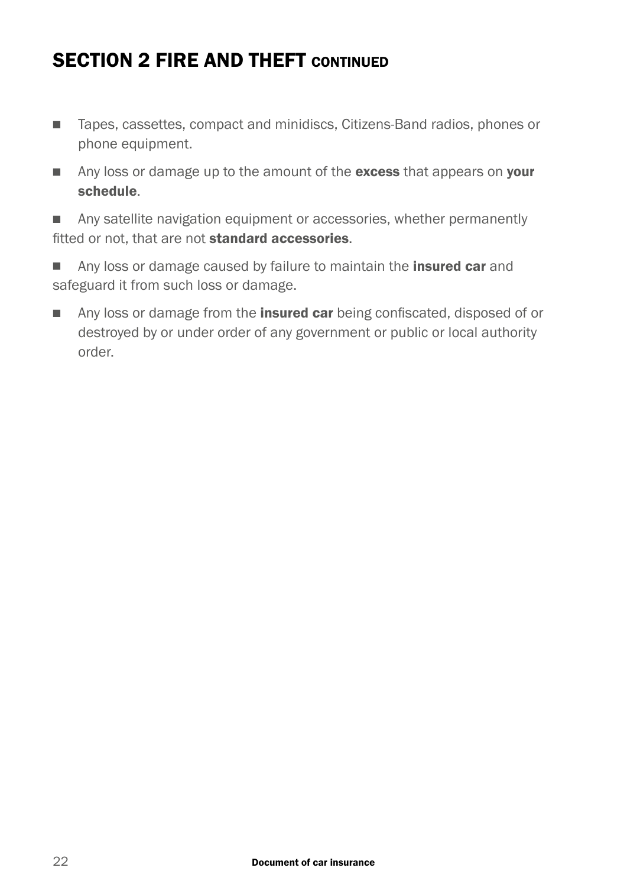## SECTION 2 FIRE AND THEFT CONTINUED

- Tapes, cassettes, compact and minidiscs, Citizens-Band radios, phones or phone equipment.
- Any loss or damage up to the amount of the **excess** that appears on **your schedule**.
- Any satellite navigation equipment or accessories, whether permanently fitted or not, that are not **standard accessories**.
- Any loss or damage caused by failure to maintain the **insured car** and safeguard it from such loss or damage.
- Any loss or damage from the **insured car** being confiscated, disposed of or destroyed by or under order of any government or public or local authority order.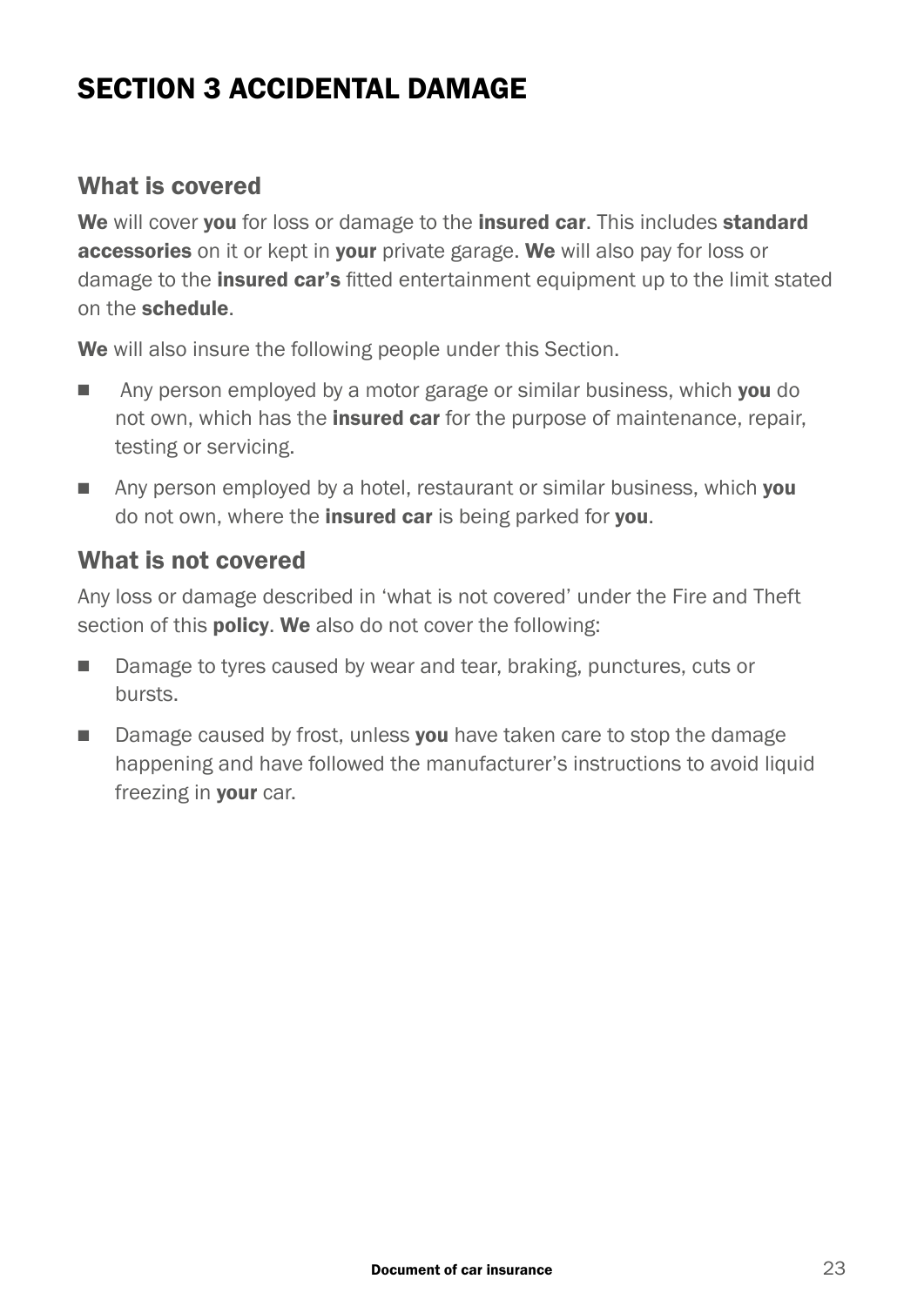# SECTION 3 ACCIDENTAL DAMAGE

## What is covered

**We** will cover **you** for loss or damage to the **insured car**. This includes **standard accessories** on it or kept in **your** private garage. **We** will also pay for loss or damage to the **insured car's** fitted entertainment equipment up to the limit stated on the **schedule**.

**We** will also insure the following people under this Section.

- Any person employed by a motor garage or similar business, which **you** do not own, which has the **insured car** for the purpose of maintenance, repair, testing or servicing.
- Any person employed by a hotel, restaurant or similar business, which **you** do not own, where the **insured car** is being parked for **you**.

## What is not covered

Any loss or damage described in 'what is not covered' under the Fire and Theft section of this **policy**. **We** also do not cover the following:

- Damage to tyres caused by wear and tear, braking, punctures, cuts or bursts.
- Damage caused by frost, unless **you** have taken care to stop the damage happening and have followed the manufacturer's instructions to avoid liquid freezing in **your** car.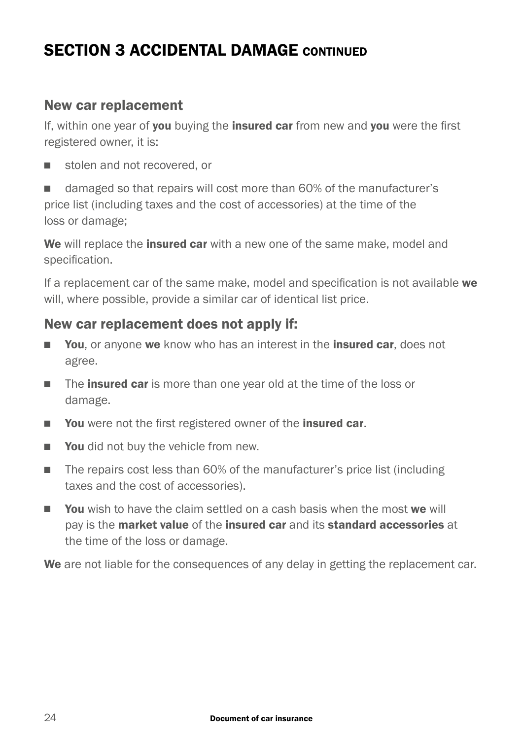# SECTION 3 ACCIDENTAL DAMAGE CONTINUED

## New car replacement

If, within one year of **you** buying the **insured car** from new and **you** were the first registered owner, it is:

- stolen and not recovered, or
- damaged so that repairs will cost more than 60% of the manufacturer's price list (including taxes and the cost of accessories) at the time of the loss or damage;

**We** will replace the **insured car** with a new one of the same make, model and specification.

If a replacement car of the same make, model and specification is not available **we** will, where possible, provide a similar car of identical list price.

## New car replacement does not apply if:

- **You**, or anyone **we** know who has an interest in the **insured car**, does not agree.
- The **insured car** is more than one year old at the time of the loss or damage.
- **You** were not the first registered owner of the **insured car**.
- **You** did not buy the vehicle from new.
- The repairs cost less than 60% of the manufacturer's price list (including taxes and the cost of accessories).
- **You** wish to have the claim settled on a cash basis when the most **we** will pay is the **market value** of the **insured car** and its **standard accessories** at the time of the loss or damage.

**We** are not liable for the consequences of any delay in getting the replacement car.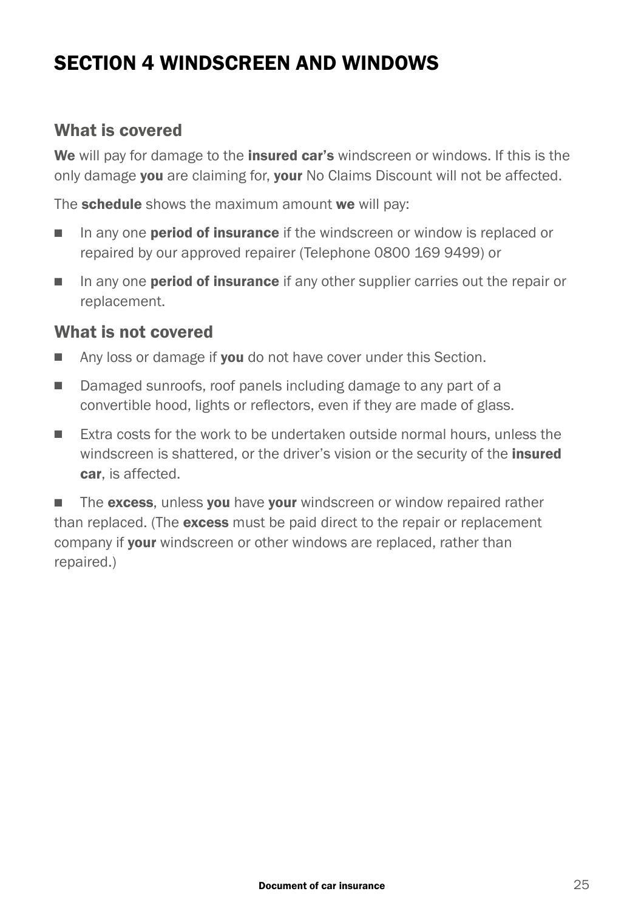# SECTION 4 WINDSCREEN AND WINDOWS

## What is covered

**We** will pay for damage to the **insured car's** windscreen or windows. If this is the only damage **you** are claiming for, **your** No Claims Discount will not be affected.

The **schedule** shows the maximum amount **we** will pay:

- In any one **period of insurance** if the windscreen or window is replaced or repaired by our approved repairer (Telephone 0800 169 9499) or
- In any one **period of insurance** if any other supplier carries out the repair or replacement.

## What is not covered

- Any loss or damage if **you** do not have cover under this Section.
- Damaged sunroofs, roof panels including damage to any part of a convertible hood, lights or reflectors, even if they are made of glass.
- Extra costs for the work to be undertaken outside normal hours, unless the windscreen is shattered, or the driver's vision or the security of the **insured car**, is affected.
- The **excess**, unless **you** have **your** windscreen or window repaired rather than replaced. (The **excess** must be paid direct to the repair or replacement company if **your** windscreen or other windows are replaced, rather than repaired.)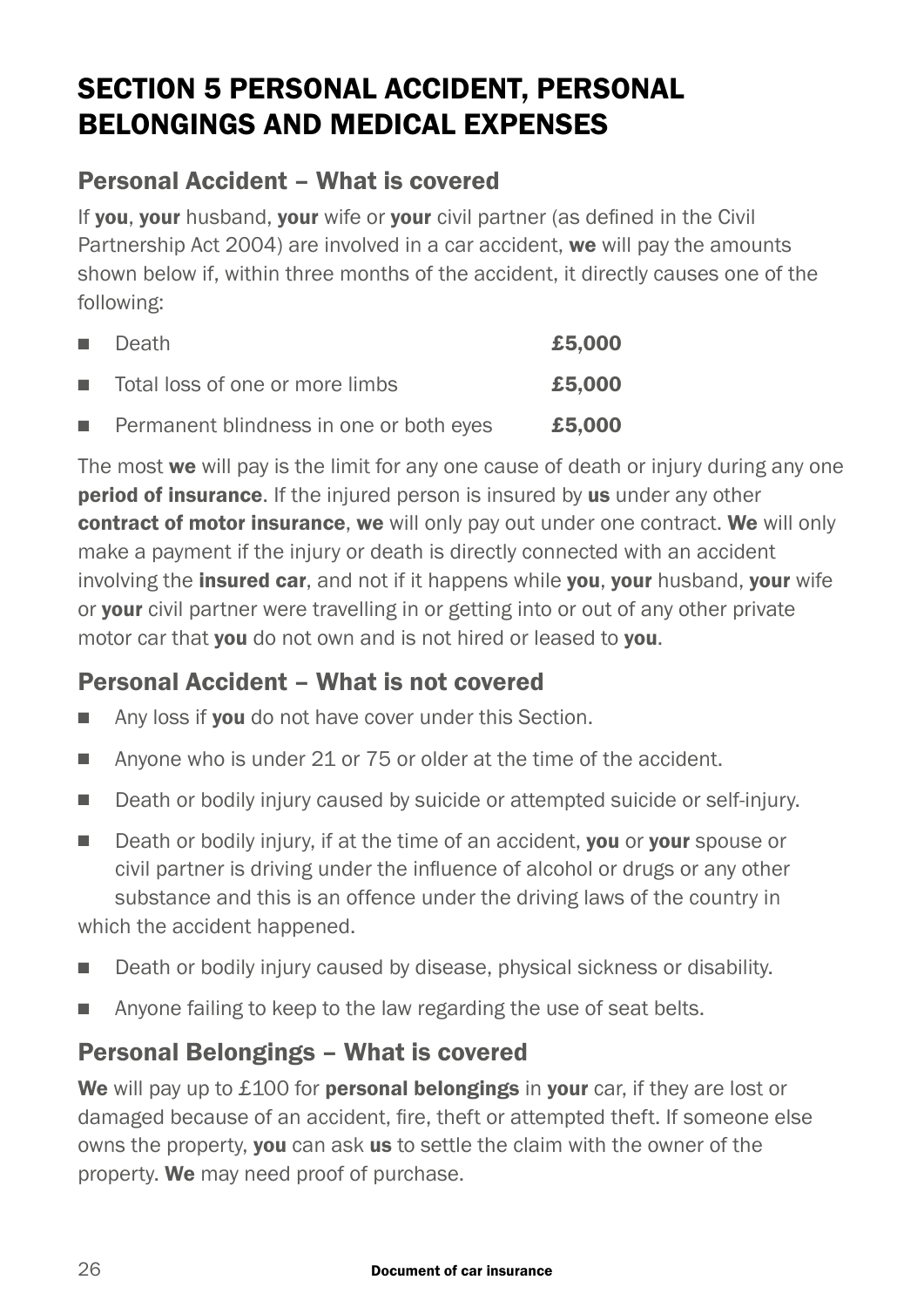# SECTION 5 PERSONAL ACCIDENT, PERSONAL BELONGINGS AND MEDICAL EXPENSES

## Personal Accident – What is covered

If **you**, **your** husband, **your** wife or **your** civil partner (as defined in the Civil Partnership Act 2004) are involved in a car accident, **we** will pay the amounts shown below if, within three months of the accident, it directly causes one of the following:

| | |
|---|---|
| Death | **£5,000** |
| Total loss of one or more limbs | **£5,000** |
| Permanent blindness in one or both eyes | **£5,000** |

The most **we** will pay is the limit for any one cause of death or injury during any one **period of insurance**. If the injured person is insured by **us** under any other **contract of motor insurance**, **we** will only pay out under one contract. **We** will only make a payment if the injury or death is directly connected with an accident involving the **insured car**, and not if it happens while **you**, **your** husband, **your** wife or **your** civil partner were travelling in or getting into or out of any other private motor car that **you** do not own and is not hired or leased to **you**.

## Personal Accident – What is not covered

- Any loss if **you** do not have cover under this Section.
- Anyone who is under 21 or 75 or older at the time of the accident.
- Death or bodily injury caused by suicide or attempted suicide or self-injury.
- Death or bodily injury, if at the time of an accident, **you** or **your** spouse or civil partner is driving under the influence of alcohol or drugs or any other substance and this is an offence under the driving laws of the country in which the accident happened.
- Death or bodily injury caused by disease, physical sickness or disability.
- Anyone failing to keep to the law regarding the use of seat belts.

## Personal Belongings – What is covered

**We** will pay up to £100 for **personal belongings** in **your** car, if they are lost or damaged because of an accident, fire, theft or attempted theft. If someone else owns the property, **you** can ask **us** to settle the claim with the owner of the property. **We** may need proof of purchase.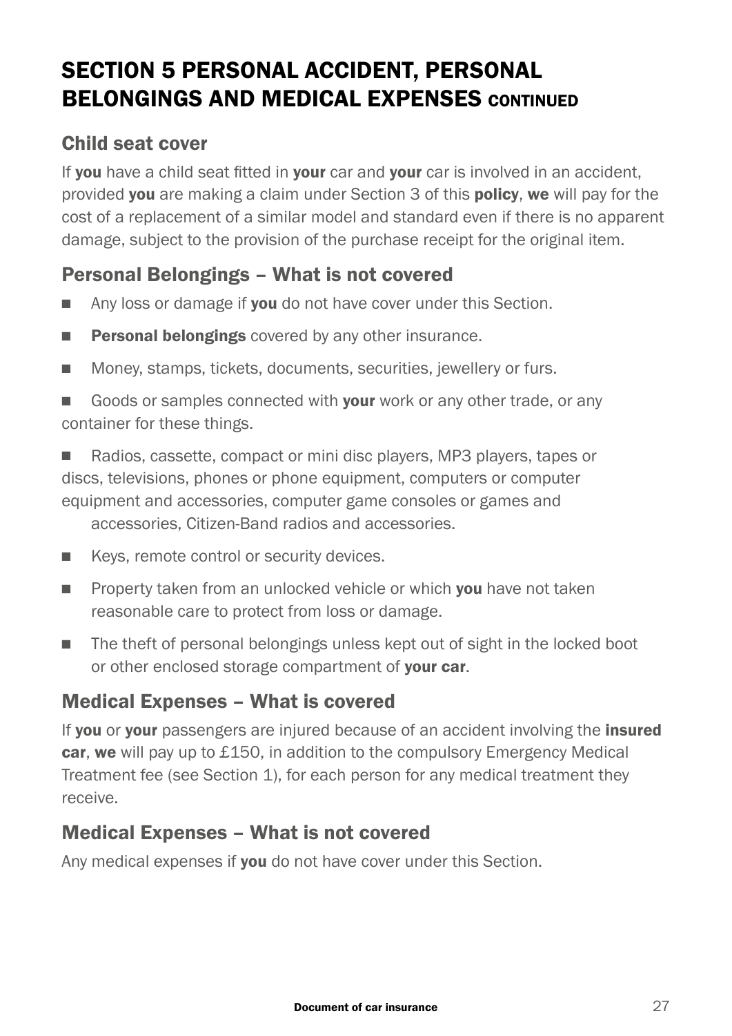# SECTION 5 PERSONAL ACCIDENT, PERSONAL BELONGINGS AND MEDICAL EXPENSES CONTINUED

## Child seat cover

If **you** have a child seat fitted in **your** car and **your** car is involved in an accident, provided **you** are making a claim under Section 3 of this **policy**, **we** will pay for the cost of a replacement of a similar model and standard even if there is no apparent damage, subject to the provision of the purchase receipt for the original item.

## Personal Belongings – What is not covered

- Any loss or damage if **you** do not have cover under this Section.
- **Personal belongings** covered by any other insurance.
- Money, stamps, tickets, documents, securities, jewellery or furs.
- Goods or samples connected with **your** work or any other trade, or any container for these things.
- Radios, cassette, compact or mini disc players, MP3 players, tapes or discs, televisions, phones or phone equipment, computers or computer equipment and accessories, computer game consoles or games and accessories, Citizen-Band radios and accessories.
- Keys, remote control or security devices.
- Property taken from an unlocked vehicle or which **you** have not taken reasonable care to protect from loss or damage.
- The theft of personal belongings unless kept out of sight in the locked boot or other enclosed storage compartment of **your car**.

## Medical Expenses – What is covered

If **you** or **your** passengers are injured because of an accident involving the **insured car**, **we** will pay up to £150, in addition to the compulsory Emergency Medical Treatment fee (see Section 1), for each person for any medical treatment they receive.

## Medical Expenses – What is not covered

Any medical expenses if **you** do not have cover under this Section.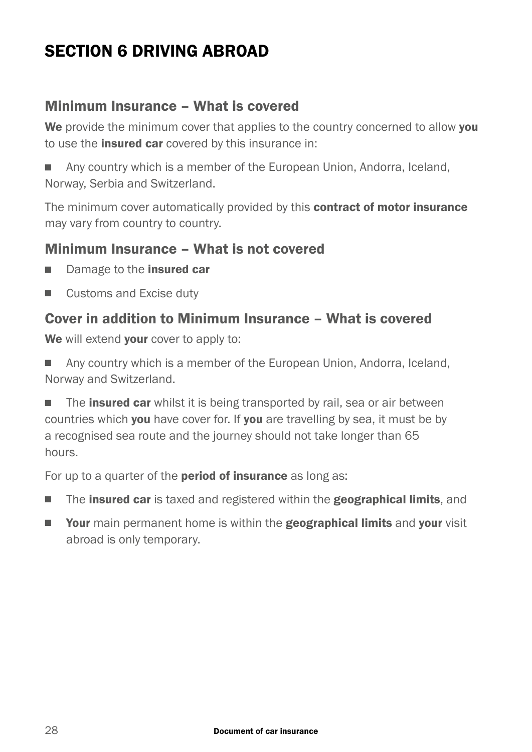# SECTION 6 DRIVING ABROAD

## Minimum Insurance – What is covered

**We** provide the minimum cover that applies to the country concerned to allow **you** to use the **insured car** covered by this insurance in:

- Any country which is a member of the European Union, Andorra, Iceland, Norway, Serbia and Switzerland.

The minimum cover automatically provided by this **contract of motor insurance** may vary from country to country.

## Minimum Insurance – What is not covered

- Damage to the **insured car**
- Customs and Excise duty

## Cover in addition to Minimum Insurance – What is covered

**We** will extend **your** cover to apply to:

- Any country which is a member of the European Union, Andorra, Iceland, Norway and Switzerland.
- The **insured car** whilst it is being transported by rail, sea or air between countries which **you** have cover for. If **you** are travelling by sea, it must be by a recognised sea route and the journey should not take longer than 65 hours.

For up to a quarter of the **period of insurance** as long as:

- The **insured car** is taxed and registered within the **geographical limits**, and
- **Your** main permanent home is within the **geographical limits** and **your** visit abroad is only temporary.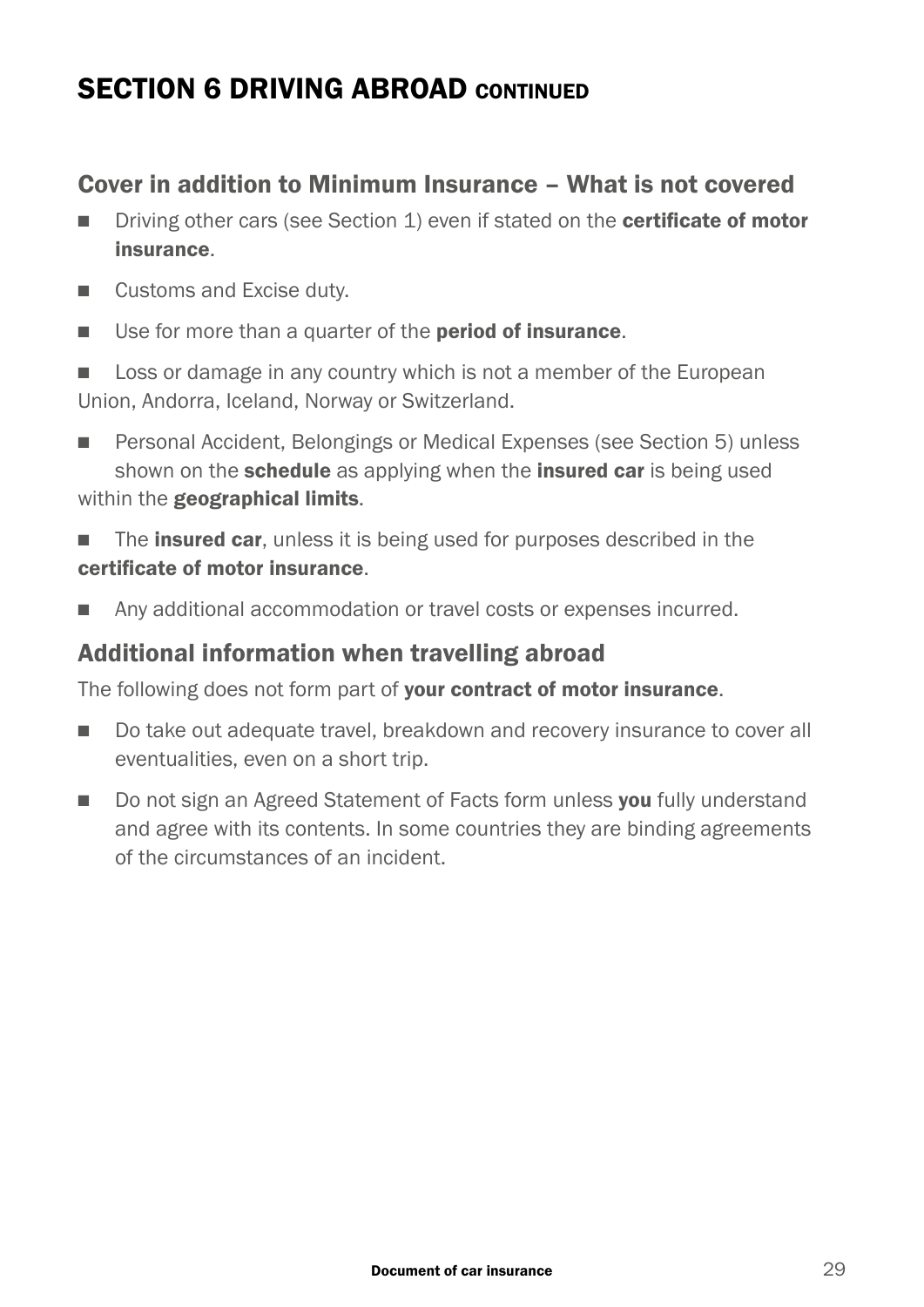# SECTION 6 DRIVING ABROAD CONTINUED

## Cover in addition to Minimum Insurance – What is not covered

- Driving other cars (see Section 1) even if stated on the **certificate of motor insurance**.
- Customs and Excise duty.
- Use for more than a quarter of the **period of insurance**.
- Loss or damage in any country which is not a member of the European Union, Andorra, Iceland, Norway or Switzerland.
- Personal Accident, Belongings or Medical Expenses (see Section 5) unless shown on the **schedule** as applying when the **insured car** is being used within the **geographical limits**.
- The **insured car**, unless it is being used for purposes described in the **certificate of motor insurance**.
- Any additional accommodation or travel costs or expenses incurred.

## Additional information when travelling abroad

The following does not form part of **your contract of motor insurance**.

- Do take out adequate travel, breakdown and recovery insurance to cover all eventualities, even on a short trip.
- Do not sign an Agreed Statement of Facts form unless **you** fully understand and agree with its contents. In some countries they are binding agreements of the circumstances of an incident.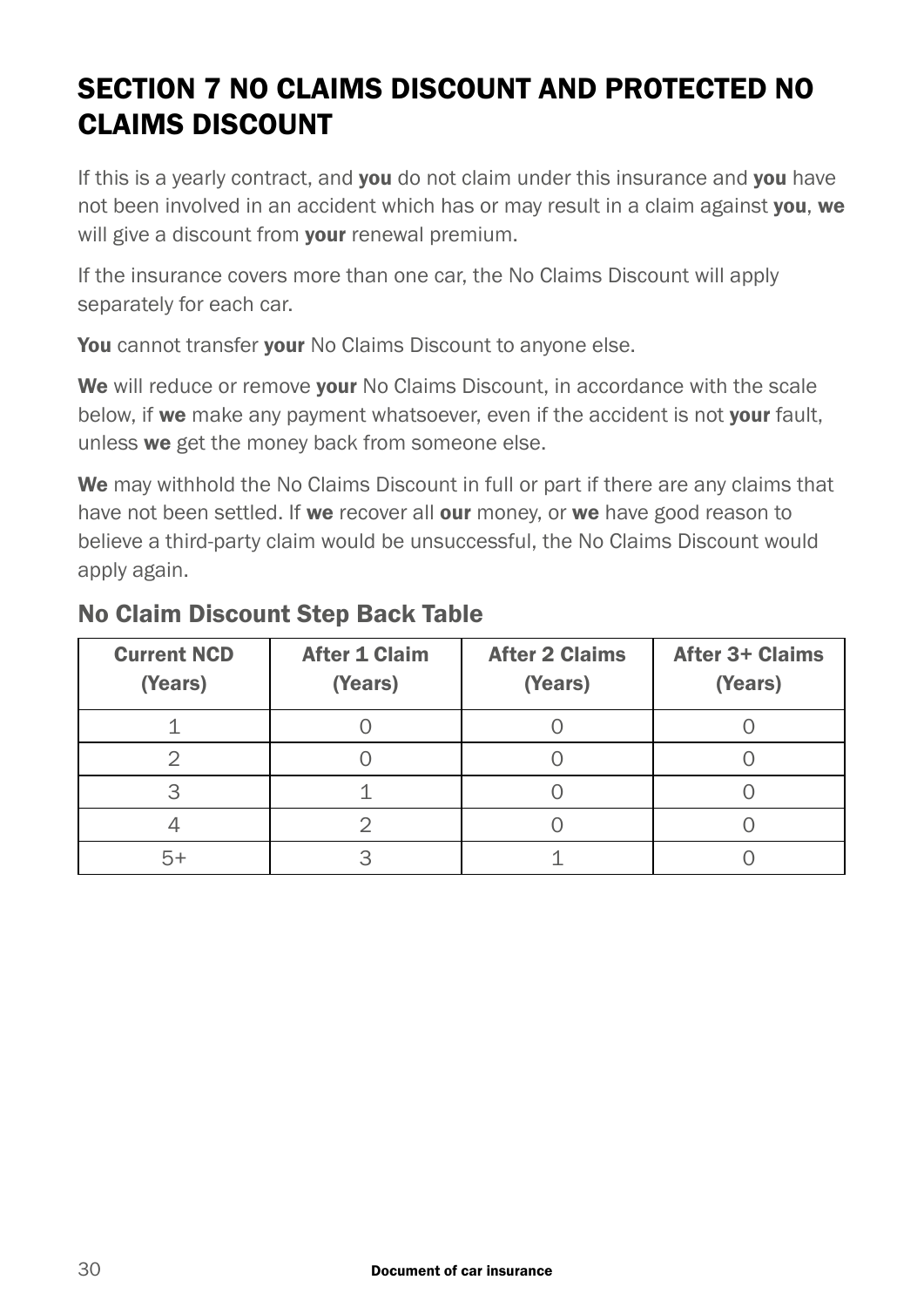# SECTION 7 NO CLAIMS DISCOUNT AND PROTECTED NO CLAIMS DISCOUNT

If this is a yearly contract, and **you** do not claim under this insurance and **you** have not been involved in an accident which has or may result in a claim against **you**, **we** will give a discount from **your** renewal premium.

If the insurance covers more than one car, the No Claims Discount will apply separately for each car.

**You** cannot transfer **your** No Claims Discount to anyone else.

**We** will reduce or remove **your** No Claims Discount, in accordance with the scale below, if **we** make any payment whatsoever, even if the accident is not **your** fault, unless **we** get the money back from someone else.

**We** may withhold the No Claims Discount in full or part if there are any claims that have not been settled. If **we** recover all **our** money, or **we** have good reason to believe a third-party claim would be unsuccessful, the No Claims Discount would apply again.

## No Claim Discount Step Back Table

| Current NCD (Years) | After 1 Claim (Years) | After 2 Claims (Years) | After 3+ Claims (Years) |
|---|---|---|---|
| 1 | 0 | 0 | 0 |
| 2 | 0 | 0 | 0 |
| 3 | 1 | 0 | 0 |
| 4 | 2 | 0 | 0 |
| 5+ | 3 | 1 | 0 |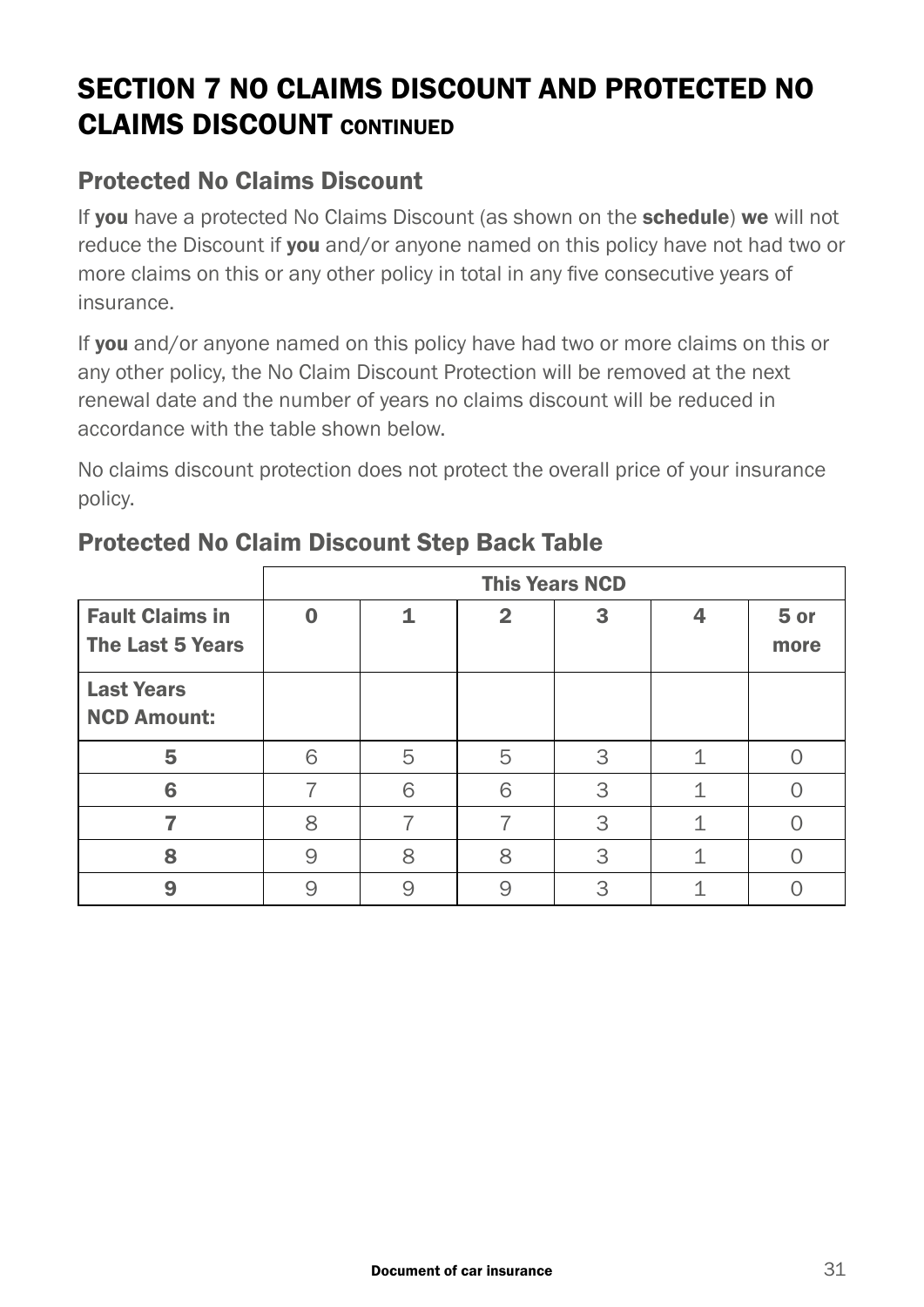# SECTION 7 NO CLAIMS DISCOUNT AND PROTECTED NO CLAIMS DISCOUNT CONTINUED

## Protected No Claims Discount

If **you** have a protected No Claims Discount (as shown on the **schedule**) **we** will not reduce the Discount if **you** and/or anyone named on this policy have not had two or more claims on this or any other policy in total in any five consecutive years of insurance.

If **you** and/or anyone named on this policy have had two or more claims on this or any other policy, the No Claim Discount Protection will be removed at the next renewal date and the number of years no claims discount will be reduced in accordance with the table shown below.

No claims discount protection does not protect the overall price of your insurance policy.

## Protected No Claim Discount Step Back Table

| | This Years NCD | | | | | |
|---|---|---|---|---|---|---|
| **Fault Claims in The Last 5 Years** | **0** | **1** | **2** | **3** | **4** | **5 or more** |
| **Last Years NCD Amount:** | | | | | | |
| **5** | 6 | 5 | 5 | 3 | 1 | 0 |
| **6** | 7 | 6 | 6 | 3 | 1 | 0 |
| **7** | 8 | 7 | 7 | 3 | 1 | 0 |
| **8** | 9 | 8 | 8 | 3 | 1 | 0 |
| **9** | 9 | 9 | 9 | 3 | 1 | 0 |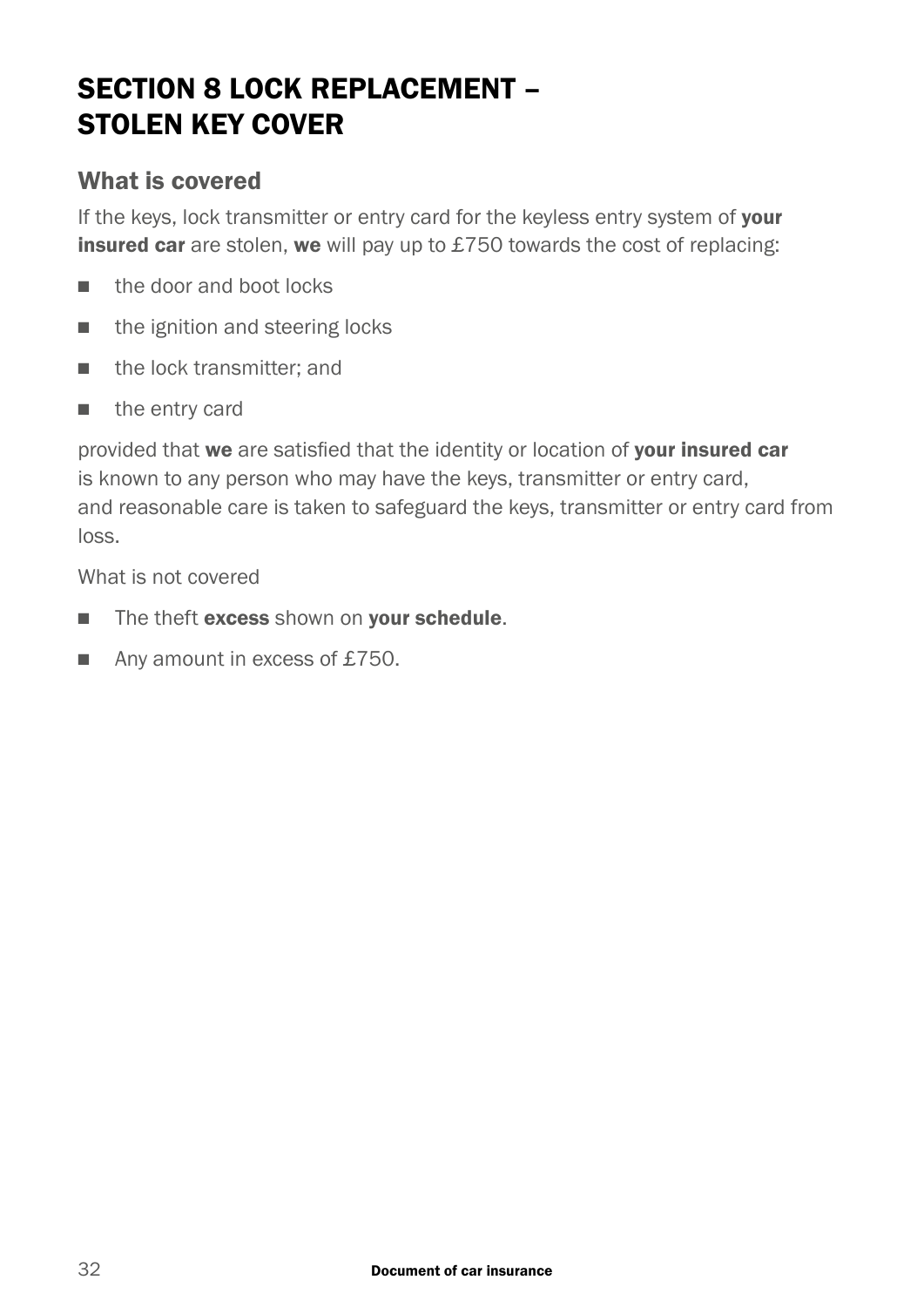# SECTION 8 LOCK REPLACEMENT – STOLEN KEY COVER

## What is covered

If the keys, lock transmitter or entry card for the keyless entry system of **your insured car** are stolen, **we** will pay up to £750 towards the cost of replacing:

- the door and boot locks
- the ignition and steering locks
- the lock transmitter; and
- the entry card

provided that **we** are satisfied that the identity or location of **your insured car** is known to any person who may have the keys, transmitter or entry card, and reasonable care is taken to safeguard the keys, transmitter or entry card from loss.

What is not covered

- The theft **excess** shown on **your schedule**.
- Any amount in excess of £750.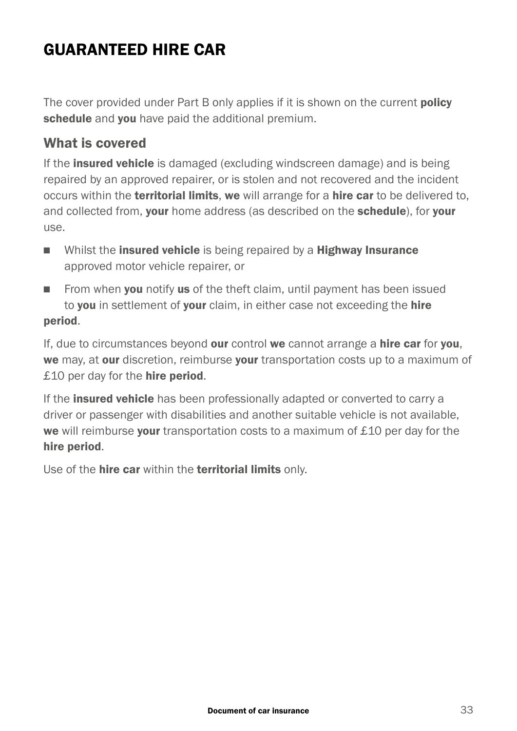# GUARANTEED HIRE CAR

The cover provided under Part B only applies if it is shown on the current **policy schedule** and **you** have paid the additional premium.

## What is covered

If the **insured vehicle** is damaged (excluding windscreen damage) and is being repaired by an approved repairer, or is stolen and not recovered and the incident occurs within the **territorial limits**, **we** will arrange for a **hire car** to be delivered to, and collected from, **your** home address (as described on the **schedule**), for **your** use.

- Whilst the **insured vehicle** is being repaired by a **Highway Insurance** approved motor vehicle repairer, or
- From when **you** notify **us** of the theft claim, until payment has been issued to **you** in settlement of **your** claim, in either case not exceeding the **hire period**.

If, due to circumstances beyond **our** control **we** cannot arrange a **hire car** for **you**, **we** may, at **our** discretion, reimburse **your** transportation costs up to a maximum of £10 per day for the **hire period**.

If the **insured vehicle** has been professionally adapted or converted to carry a driver or passenger with disabilities and another suitable vehicle is not available, **we** will reimburse **your** transportation costs to a maximum of £10 per day for the **hire period**.

Use of the **hire car** within the **territorial limits** only.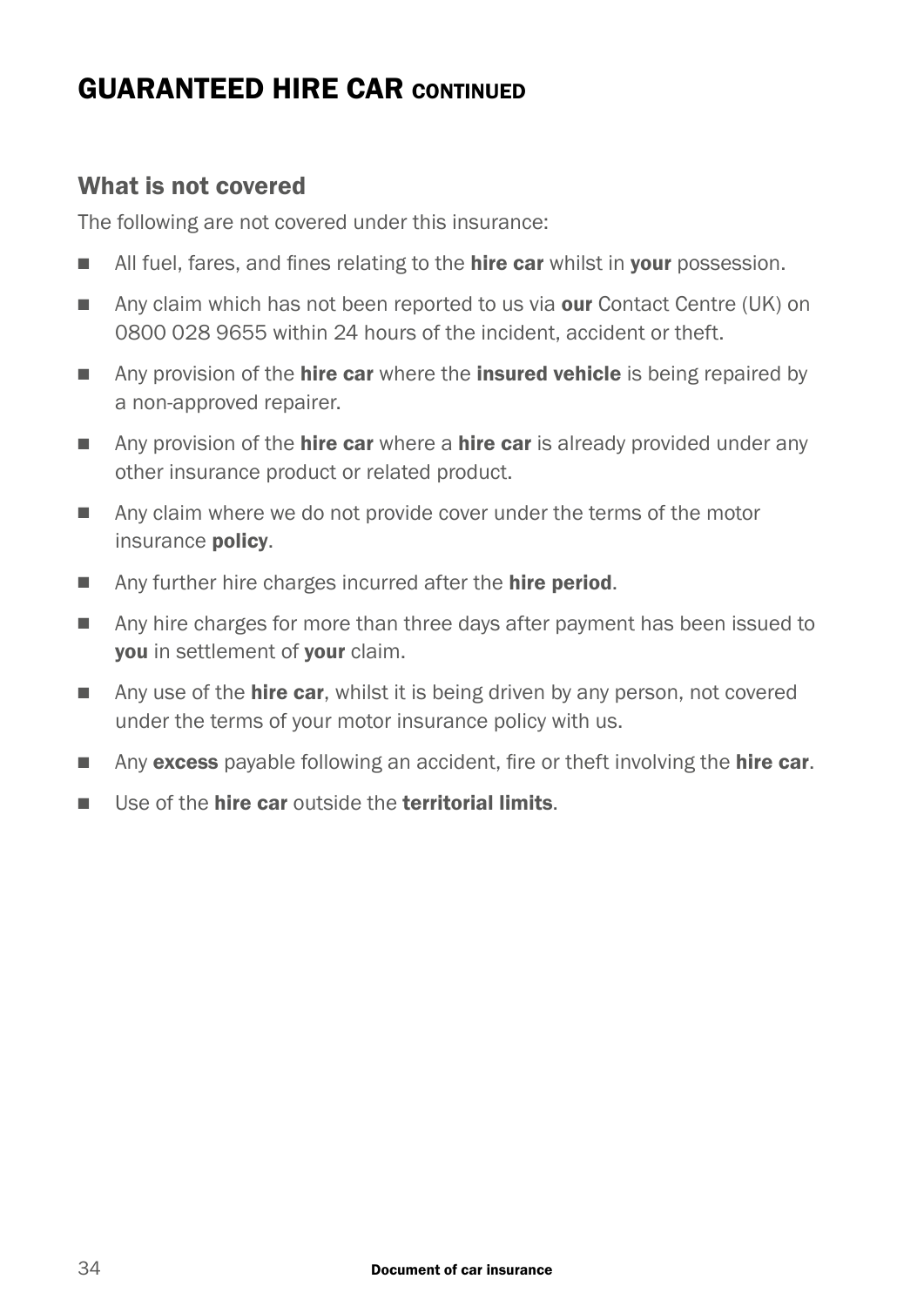# GUARANTEED HIRE CAR CONTINUED

## What is not covered

The following are not covered under this insurance:

- All fuel, fares, and fines relating to the **hire car** whilst in **your** possession.
- Any claim which has not been reported to us via **our** Contact Centre (UK) on 0800 028 9655 within 24 hours of the incident, accident or theft.
- Any provision of the **hire car** where the **insured vehicle** is being repaired by a non-approved repairer.
- Any provision of the **hire car** where a **hire car** is already provided under any other insurance product or related product.
- Any claim where we do not provide cover under the terms of the motor insurance **policy**.
- Any further hire charges incurred after the **hire period**.
- Any hire charges for more than three days after payment has been issued to **you** in settlement of **your** claim.
- Any use of the **hire car**, whilst it is being driven by any person, not covered under the terms of your motor insurance policy with us.
- Any **excess** payable following an accident, fire or theft involving the **hire car**.
- Use of the **hire car** outside the **territorial limits**.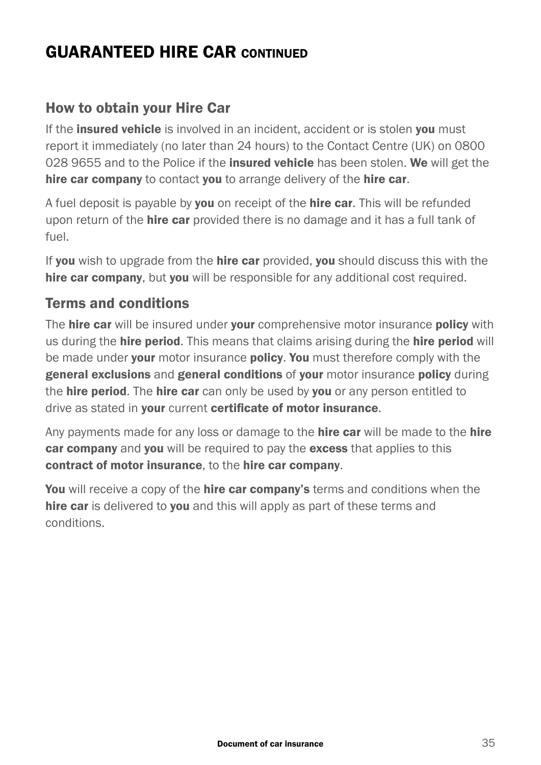# GUARANTEED HIRE CAR CONTINUED

## How to obtain your Hire Car

If the **insured vehicle** is involved in an incident, accident or is stolen **you** must report it immediately (no later than 24 hours) to the Contact Centre (UK) on 0800 028 9655 and to the Police if the **insured vehicle** has been stolen. **We** will get the **hire car company** to contact **you** to arrange delivery of the **hire car**.

A fuel deposit is payable by **you** on receipt of the **hire car**. This will be refunded upon return of the **hire car** provided there is no damage and it has a full tank of fuel.

If **you** wish to upgrade from the **hire car** provided, **you** should discuss this with the **hire car company**, but **you** will be responsible for any additional cost required.

## Terms and conditions

The **hire car** will be insured under **your** comprehensive motor insurance **policy** with us during the **hire period**. This means that claims arising during the **hire period** will be made under **your** motor insurance **policy**. **You** must therefore comply with the **general exclusions** and **general conditions** of **your** motor insurance **policy** during the **hire period**. The **hire car** can only be used by **you** or any person entitled to drive as stated in **your** current **certificate of motor insurance**.

Any payments made for any loss or damage to the **hire car** will be made to the **hire car company** and **you** will be required to pay the **excess** that applies to this **contract of motor insurance**, to the **hire car company**.

**You** will receive a copy of the **hire car company's** terms and conditions when the **hire car** is delivered to **you** and this will apply as part of these terms and conditions.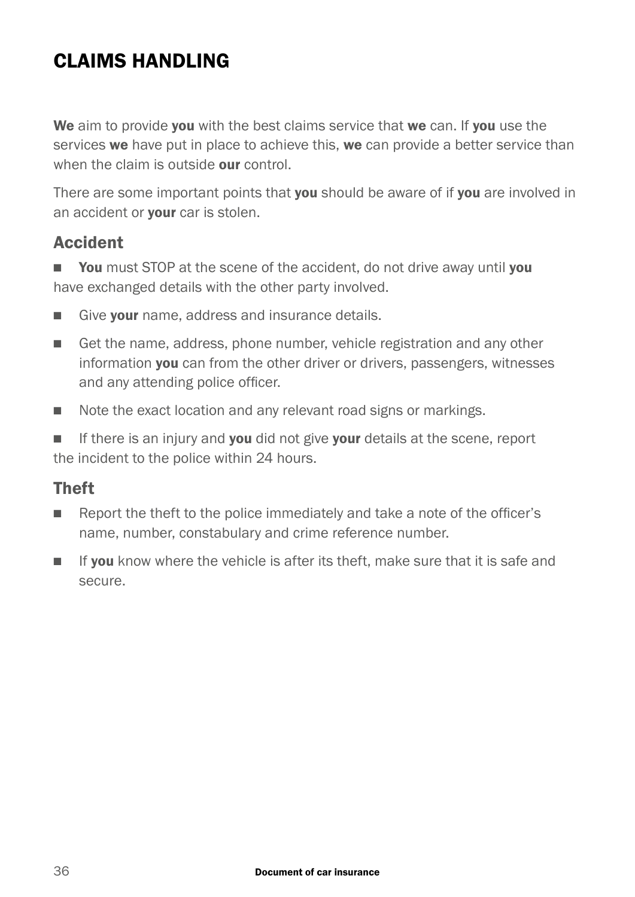# CLAIMS HANDLING

**We** aim to provide **you** with the best claims service that **we** can. If **you** use the services **we** have put in place to achieve this, **we** can provide a better service than when the claim is outside **our** control.

There are some important points that **you** should be aware of if **you** are involved in an accident or **your** car is stolen.

## Accident

- **You** must STOP at the scene of the accident, do not drive away until **you** have exchanged details with the other party involved.
- Give **your** name, address and insurance details.
- Get the name, address, phone number, vehicle registration and any other information **you** can from the other driver or drivers, passengers, witnesses and any attending police officer.
- Note the exact location and any relevant road signs or markings.
- If there is an injury and **you** did not give **your** details at the scene, report the incident to the police within 24 hours.

## Theft

- Report the theft to the police immediately and take a note of the officer's name, number, constabulary and crime reference number.
- If **you** know where the vehicle is after its theft, make sure that it is safe and secure.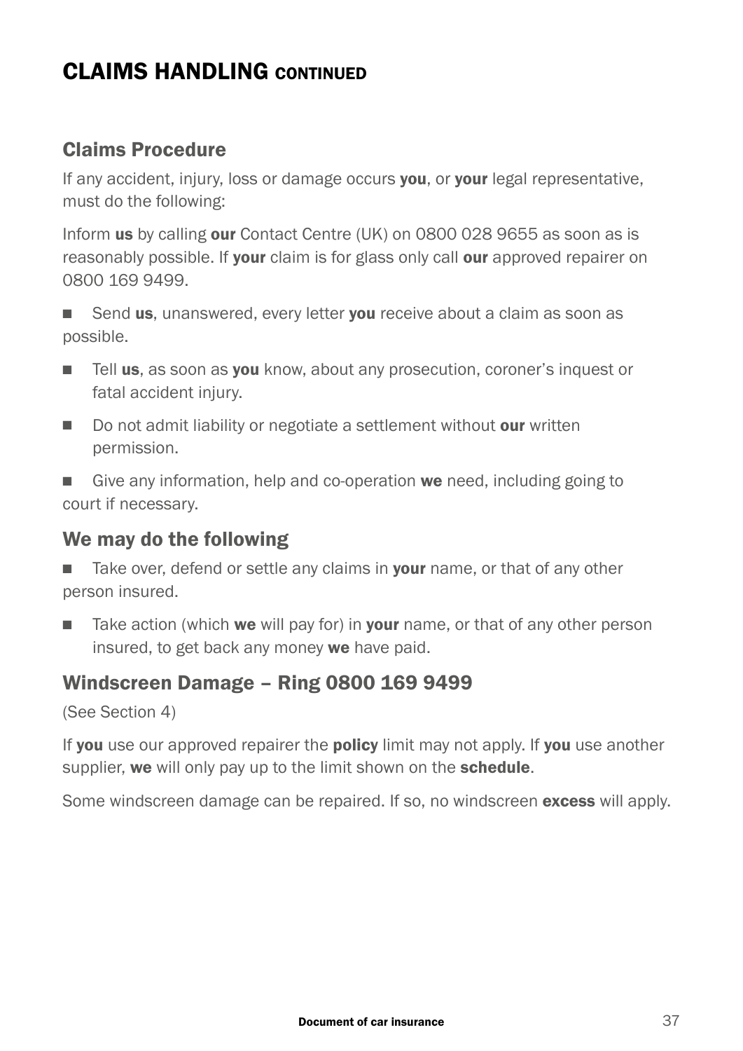# CLAIMS HANDLING CONTINUED

## Claims Procedure

If any accident, injury, loss or damage occurs **you**, or **your** legal representative, must do the following:

Inform **us** by calling **our** Contact Centre (UK) on 0800 028 9655 as soon as is reasonably possible. If **your** claim is for glass only call **our** approved repairer on 0800 169 9499.

- Send **us**, unanswered, every letter **you** receive about a claim as soon as possible.
- Tell **us**, as soon as **you** know, about any prosecution, coroner's inquest or fatal accident injury.
- Do not admit liability or negotiate a settlement without **our** written permission.
- Give any information, help and co-operation **we** need, including going to court if necessary.

## We may do the following

- Take over, defend or settle any claims in **your** name, or that of any other person insured.
- Take action (which **we** will pay for) in **your** name, or that of any other person insured, to get back any money **we** have paid.

## Windscreen Damage – Ring 0800 169 9499

(See Section 4)

If **you** use our approved repairer the **policy** limit may not apply. If **you** use another supplier, **we** will only pay up to the limit shown on the **schedule**.

Some windscreen damage can be repaired. If so, no windscreen **excess** will apply.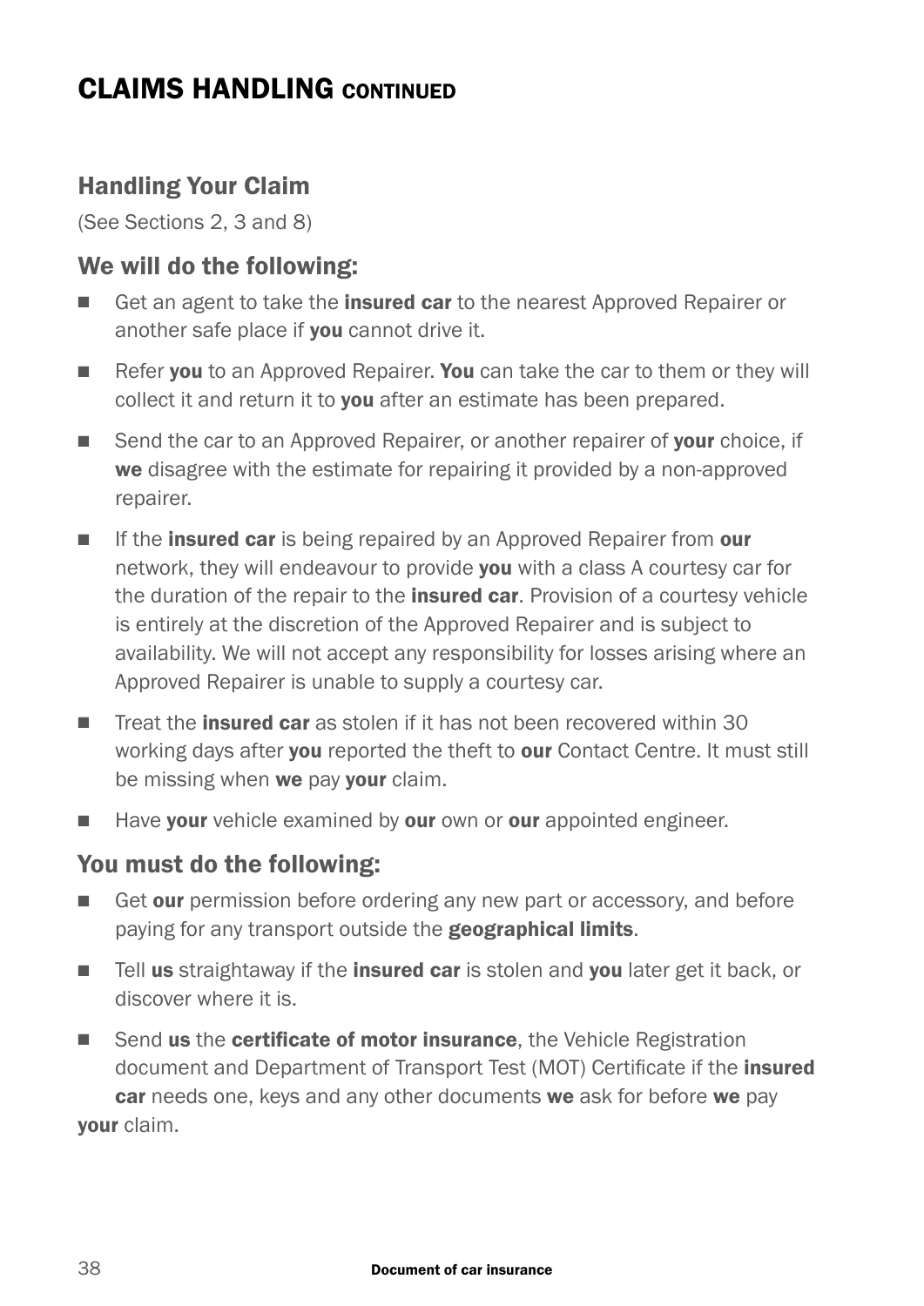# CLAIMS HANDLING CONTINUED

## Handling Your Claim

(See Sections 2, 3 and 8)

### We will do the following:

- Get an agent to take the **insured car** to the nearest Approved Repairer or another safe place if **you** cannot drive it.
- Refer **you** to an Approved Repairer. **You** can take the car to them or they will collect it and return it to **you** after an estimate has been prepared.
- Send the car to an Approved Repairer, or another repairer of **your** choice, if **we** disagree with the estimate for repairing it provided by a non-approved repairer.
- If the **insured car** is being repaired by an Approved Repairer from **our** network, they will endeavour to provide **you** with a class A courtesy car for the duration of the repair to the **insured car**. Provision of a courtesy vehicle is entirely at the discretion of the Approved Repairer and is subject to availability. We will not accept any responsibility for losses arising where an Approved Repairer is unable to supply a courtesy car.
- Treat the **insured car** as stolen if it has not been recovered within 30 working days after **you** reported the theft to **our** Contact Centre. It must still be missing when **we** pay **your** claim.
- Have **your** vehicle examined by **our** own or **our** appointed engineer.

### You must do the following:

- Get **our** permission before ordering any new part or accessory, and before paying for any transport outside the **geographical limits**.
- Tell **us** straightaway if the **insured car** is stolen and **you** later get it back, or discover where it is.
- Send **us** the **certificate of motor insurance**, the Vehicle Registration document and Department of Transport Test (MOT) Certificate if the **insured car** needs one, keys and any other documents **we** ask for before **we** pay **your** claim.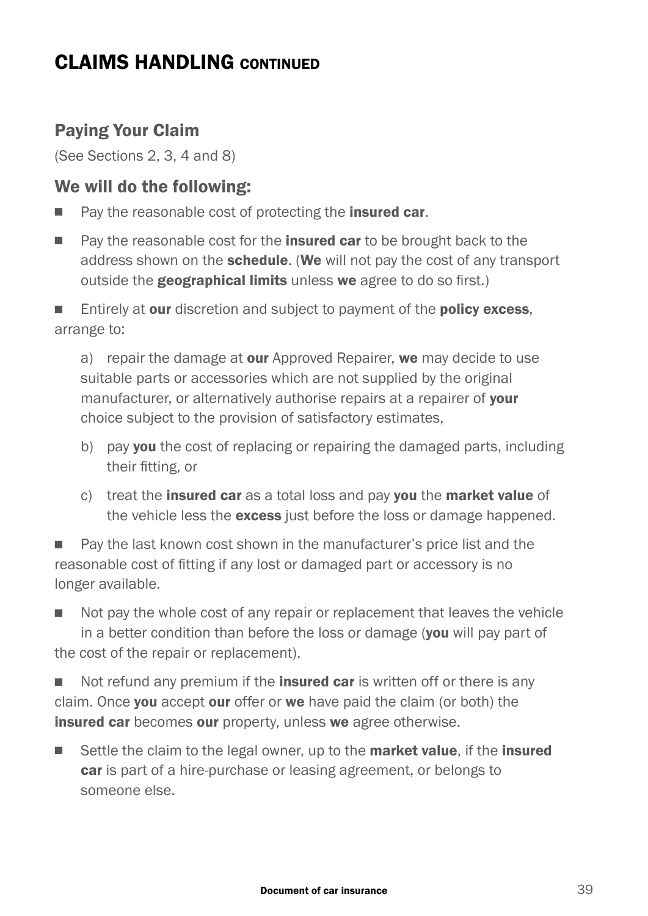# CLAIMS HANDLING CONTINUED

## Paying Your Claim

(See Sections 2, 3, 4 and 8)

## We will do the following:

- Pay the reasonable cost of protecting the **insured car**.
- Pay the reasonable cost for the **insured car** to be brought back to the address shown on the **schedule**. (**We** will not pay the cost of any transport outside the **geographical limits** unless **we** agree to do so first.)
- Entirely at **our** discretion and subject to payment of the **policy excess**, arrange to:

  a) repair the damage at **our** Approved Repairer, **we** may decide to use suitable parts or accessories which are not supplied by the original manufacturer, or alternatively authorise repairs at a repairer of **your** choice subject to the provision of satisfactory estimates,

  b) pay **you** the cost of replacing or repairing the damaged parts, including their fitting, or

  c) treat the **insured car** as a total loss and pay **you** the **market value** of the vehicle less the **excess** just before the loss or damage happened.

- Pay the last known cost shown in the manufacturer's price list and the reasonable cost of fitting if any lost or damaged part or accessory is no longer available.
- Not pay the whole cost of any repair or replacement that leaves the vehicle in a better condition than before the loss or damage (**you** will pay part of the cost of the repair or replacement).
- Not refund any premium if the **insured car** is written off or there is any claim. Once **you** accept **our** offer or **we** have paid the claim (or both) the **insured car** becomes **our** property, unless **we** agree otherwise.
- Settle the claim to the legal owner, up to the **market value**, if the **insured car** is part of a hire-purchase or leasing agreement, or belongs to someone else.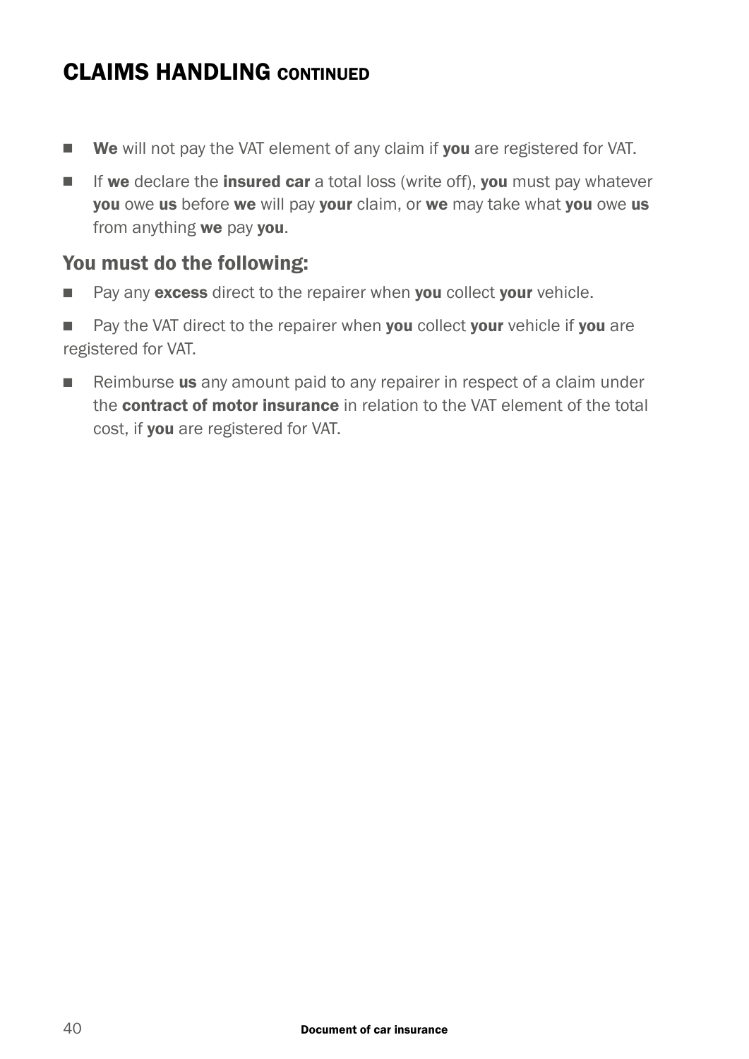## CLAIMS HANDLING CONTINUED

- **We** will not pay the VAT element of any claim if **you** are registered for VAT.
- If **we** declare the **insured car** a total loss (write off), **you** must pay whatever **you** owe **us** before **we** will pay **your** claim, or **we** may take what **you** owe **us** from anything **we** pay **you**.

### You must do the following:

- Pay any **excess** direct to the repairer when **you** collect **your** vehicle.
- Pay the VAT direct to the repairer when **you** collect **your** vehicle if **you** are registered for VAT.
- Reimburse **us** any amount paid to any repairer in respect of a claim under the **contract of motor insurance** in relation to the VAT element of the total cost, if **you** are registered for VAT.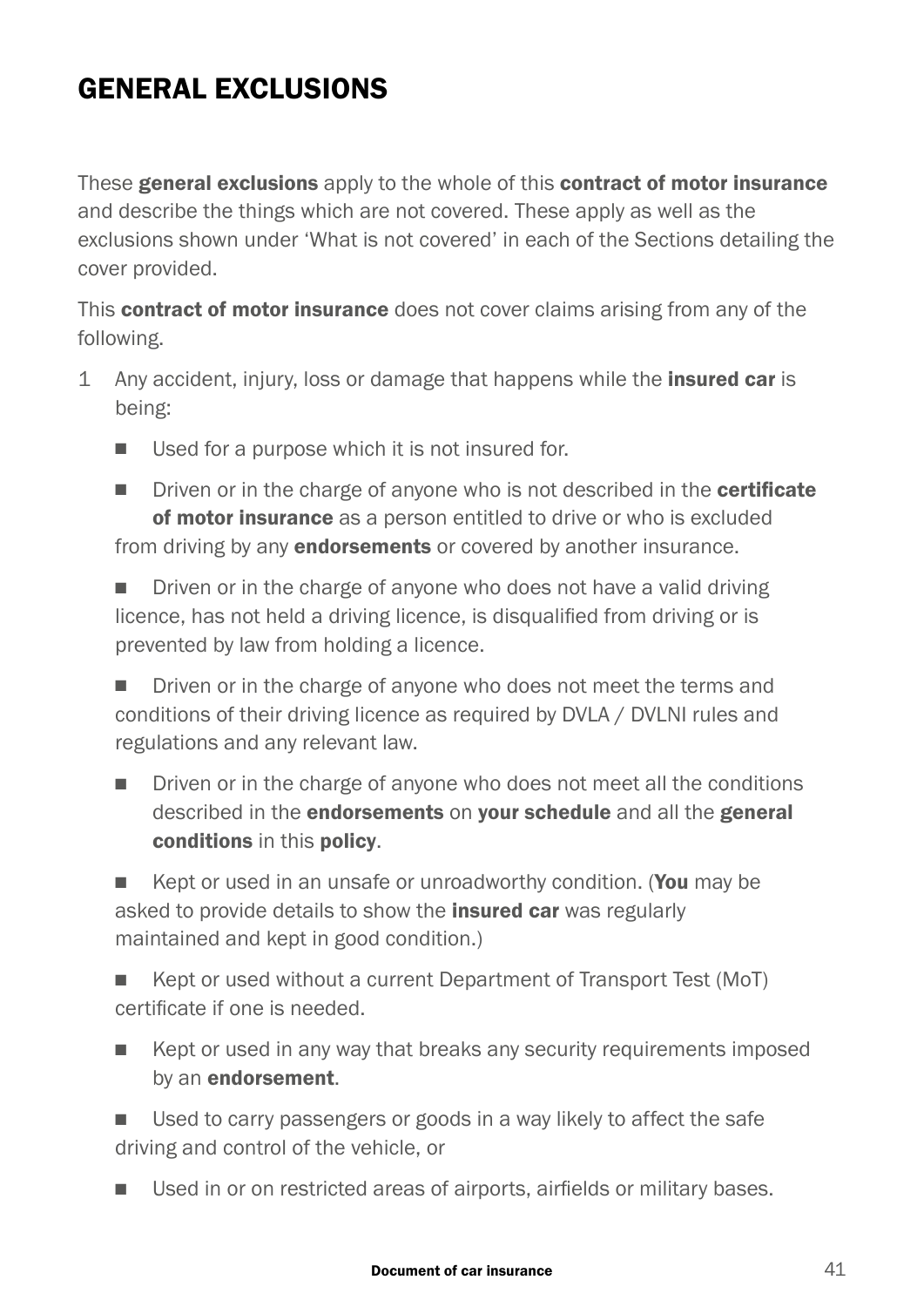# GENERAL EXCLUSIONS

These **general exclusions** apply to the whole of this **contract of motor insurance** and describe the things which are not covered. These apply as well as the exclusions shown under 'What is not covered' in each of the Sections detailing the cover provided.

This **contract of motor insurance** does not cover claims arising from any of the following.

1. Any accident, injury, loss or damage that happens while the **insured car** is being:
   - Used for a purpose which it is not insured for.
   - Driven or in the charge of anyone who is not described in the **certificate of motor insurance** as a person entitled to drive or who is excluded from driving by any **endorsements** or covered by another insurance.
   - Driven or in the charge of anyone who does not have a valid driving licence, has not held a driving licence, is disqualified from driving or is prevented by law from holding a licence.
   - Driven or in the charge of anyone who does not meet the terms and conditions of their driving licence as required by DVLA / DVLNI rules and regulations and any relevant law.
   - Driven or in the charge of anyone who does not meet all the conditions described in the **endorsements** on **your schedule** and all the **general conditions** in this **policy**.
   - Kept or used in an unsafe or unroadworthy condition. (**You** may be asked to provide details to show the **insured car** was regularly maintained and kept in good condition.)
   - Kept or used without a current Department of Transport Test (MoT) certificate if one is needed.
   - Kept or used in any way that breaks any security requirements imposed by an **endorsement**.
   - Used to carry passengers or goods in a way likely to affect the safe driving and control of the vehicle, or
   - Used in or on restricted areas of airports, airfields or military bases.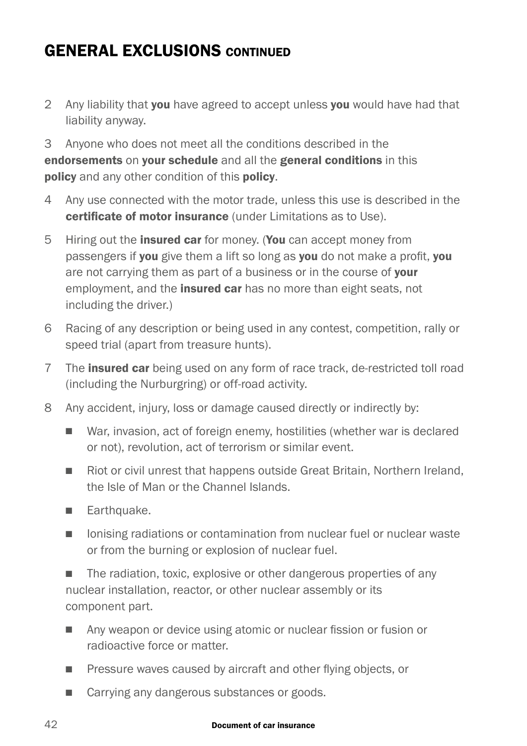## GENERAL EXCLUSIONS CONTINUED

2 Any liability that **you** have agreed to accept unless **you** would have had that liability anyway.

3 Anyone who does not meet all the conditions described in the **endorsements** on **your schedule** and all the **general conditions** in this **policy** and any other condition of this **policy**.

4 Any use connected with the motor trade, unless this use is described in the **certificate of motor insurance** (under Limitations as to Use).

5 Hiring out the **insured car** for money. (**You** can accept money from passengers if **you** give them a lift so long as **you** do not make a profit, **you** are not carrying them as part of a business or in the course of **your** employment, and the **insured car** has no more than eight seats, not including the driver.)

6 Racing of any description or being used in any contest, competition, rally or speed trial (apart from treasure hunts).

7 The **insured car** being used on any form of race track, de-restricted toll road (including the Nurburgring) or off-road activity.

8 Any accident, injury, loss or damage caused directly or indirectly by:

- War, invasion, act of foreign enemy, hostilities (whether war is declared or not), revolution, act of terrorism or similar event.
- Riot or civil unrest that happens outside Great Britain, Northern Ireland, the Isle of Man or the Channel Islands.
- Earthquake.
- Ionising radiations or contamination from nuclear fuel or nuclear waste or from the burning or explosion of nuclear fuel.
- The radiation, toxic, explosive or other dangerous properties of any nuclear installation, reactor, or other nuclear assembly or its component part.
- Any weapon or device using atomic or nuclear fission or fusion or radioactive force or matter.
- Pressure waves caused by aircraft and other flying objects, or
- Carrying any dangerous substances or goods.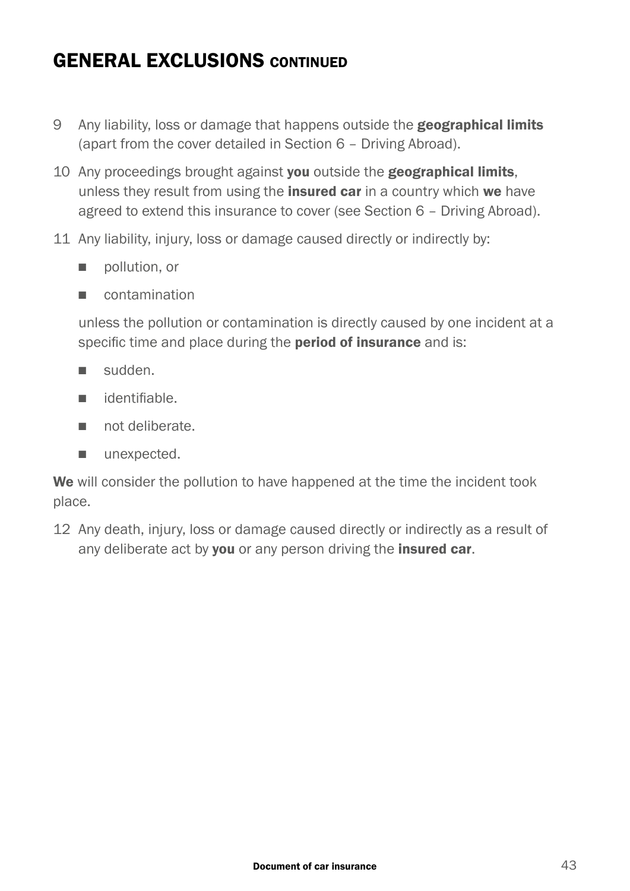## GENERAL EXCLUSIONS CONTINUED

9 Any liability, loss or damage that happens outside the **geographical limits** (apart from the cover detailed in Section 6 – Driving Abroad).

10 Any proceedings brought against **you** outside the **geographical limits**, unless they result from using the **insured car** in a country which **we** have agreed to extend this insurance to cover (see Section 6 – Driving Abroad).

11 Any liability, injury, loss or damage caused directly or indirectly by:

   - pollution, or
   - contamination

   unless the pollution or contamination is directly caused by one incident at a specific time and place during the **period of insurance** and is:

   - sudden.
   - identifiable.
   - not deliberate.
   - unexpected.

**We** will consider the pollution to have happened at the time the incident took place.

12 Any death, injury, loss or damage caused directly or indirectly as a result of any deliberate act by **you** or any person driving the **insured car**.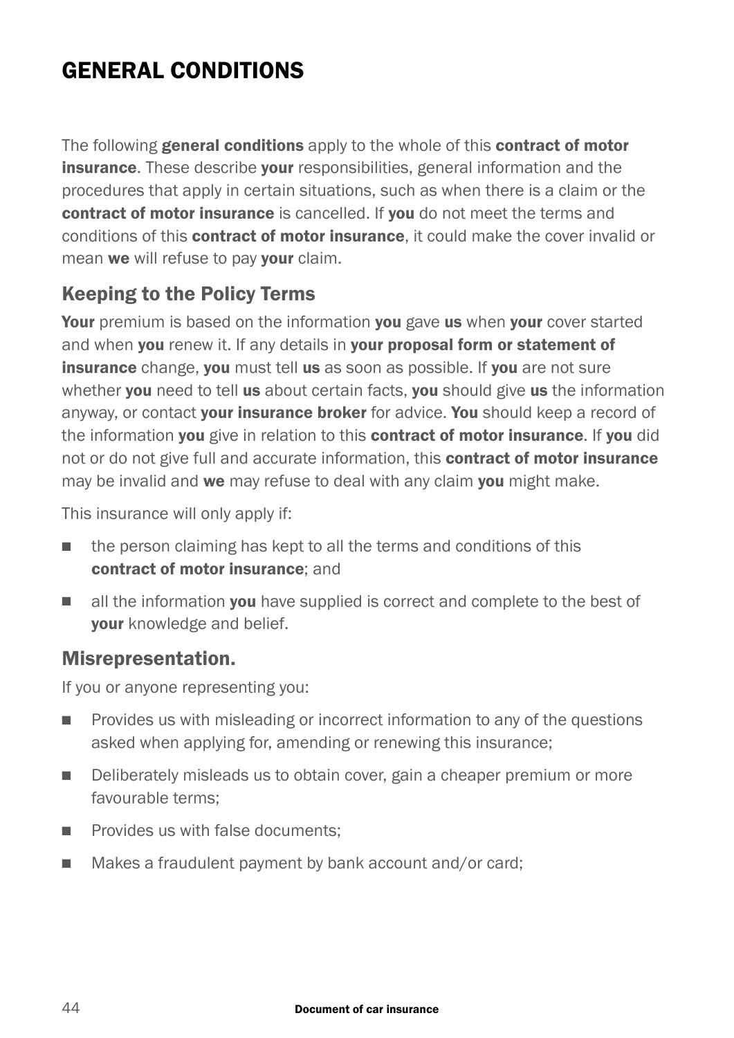# GENERAL CONDITIONS

The following **general conditions** apply to the whole of this **contract of motor insurance**. These describe **your** responsibilities, general information and the procedures that apply in certain situations, such as when there is a claim or the **contract of motor insurance** is cancelled. If **you** do not meet the terms and conditions of this **contract of motor insurance**, it could make the cover invalid or mean **we** will refuse to pay **your** claim.

## Keeping to the Policy Terms

**Your** premium is based on the information **you** gave **us** when **your** cover started and when **you** renew it. If any details in **your proposal form or statement of insurance** change, **you** must tell **us** as soon as possible. If **you** are not sure whether **you** need to tell **us** about certain facts, **you** should give **us** the information anyway, or contact **your insurance broker** for advice. **You** should keep a record of the information **you** give in relation to this **contract of motor insurance**. If **you** did not or do not give full and accurate information, this **contract of motor insurance** may be invalid and **we** may refuse to deal with any claim **you** might make.

This insurance will only apply if:

- the person claiming has kept to all the terms and conditions of this **contract of motor insurance**; and
- all the information **you** have supplied is correct and complete to the best of **your** knowledge and belief.

## Misrepresentation.

If you or anyone representing you:

- Provides us with misleading or incorrect information to any of the questions asked when applying for, amending or renewing this insurance;
- Deliberately misleads us to obtain cover, gain a cheaper premium or more favourable terms;
- Provides us with false documents;
- Makes a fraudulent payment by bank account and/or card;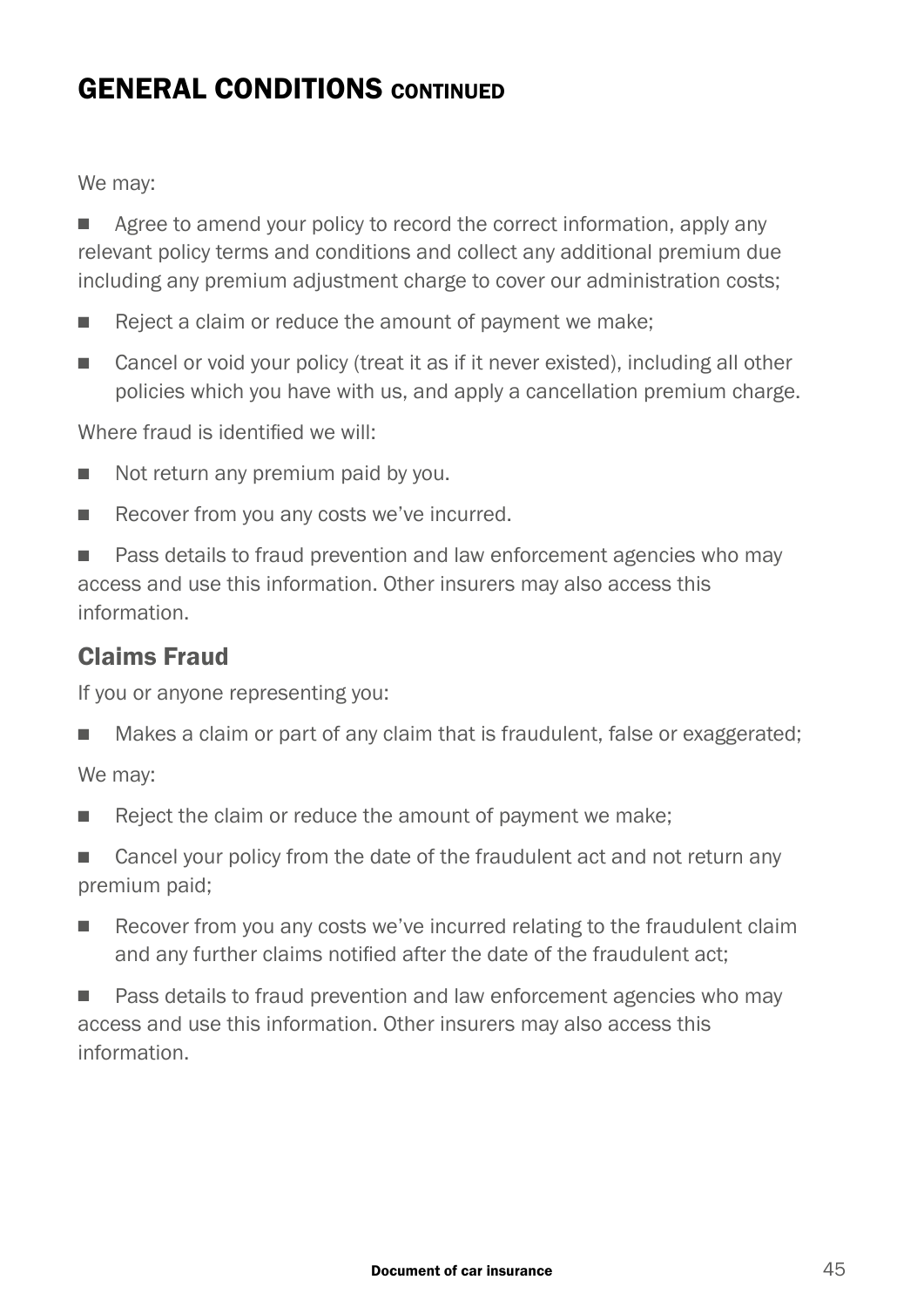## GENERAL CONDITIONS CONTINUED

We may:

- Agree to amend your policy to record the correct information, apply any relevant policy terms and conditions and collect any additional premium due including any premium adjustment charge to cover our administration costs;
- Reject a claim or reduce the amount of payment we make;
- Cancel or void your policy (treat it as if it never existed), including all other policies which you have with us, and apply a cancellation premium charge.

Where fraud is identified we will:

- Not return any premium paid by you.
- Recover from you any costs we've incurred.
- Pass details to fraud prevention and law enforcement agencies who may access and use this information. Other insurers may also access this information.

### Claims Fraud

If you or anyone representing you:

- Makes a claim or part of any claim that is fraudulent, false or exaggerated;

We may:

- Reject the claim or reduce the amount of payment we make;
- Cancel your policy from the date of the fraudulent act and not return any premium paid;
- Recover from you any costs we've incurred relating to the fraudulent claim and any further claims notified after the date of the fraudulent act;
- Pass details to fraud prevention and law enforcement agencies who may access and use this information. Other insurers may also access this information.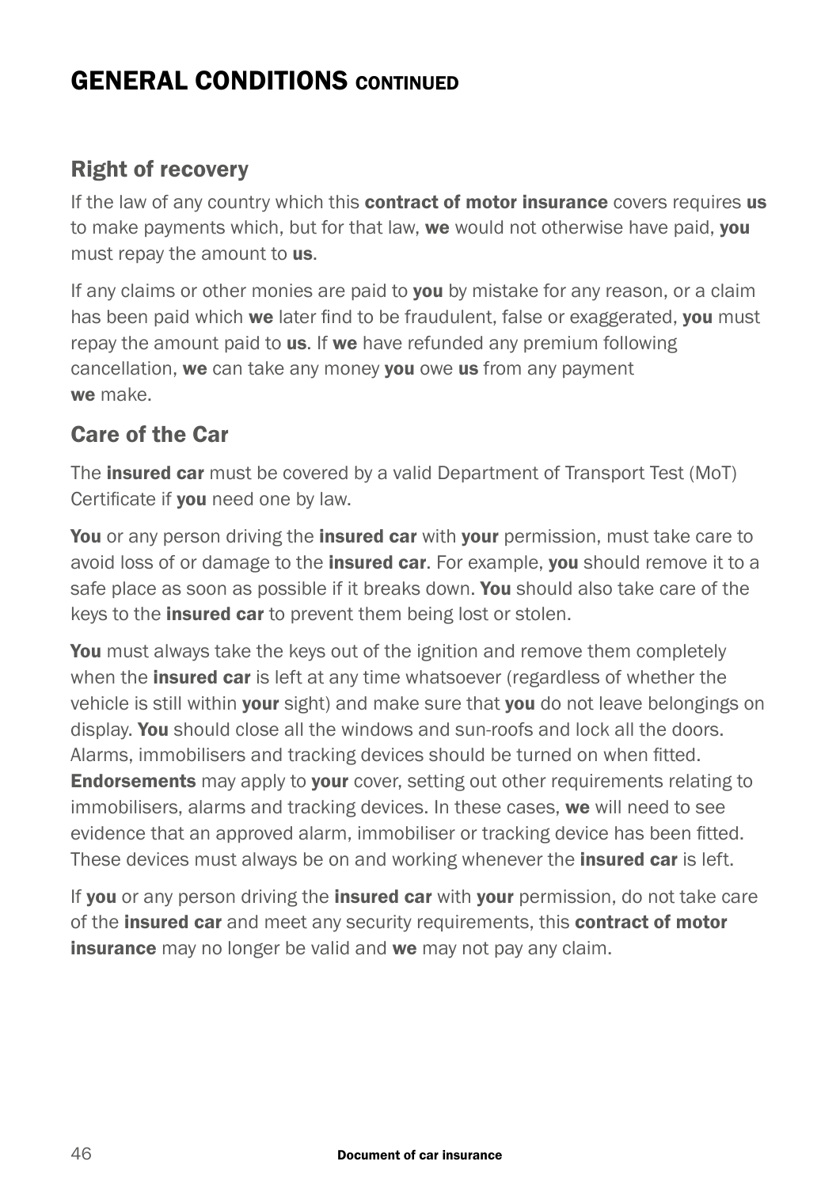# GENERAL CONDITIONS CONTINUED

## Right of recovery

If the law of any country which this **contract of motor insurance** covers requires **us** to make payments which, but for that law, **we** would not otherwise have paid, **you** must repay the amount to **us**.

If any claims or other monies are paid to **you** by mistake for any reason, or a claim has been paid which **we** later find to be fraudulent, false or exaggerated, **you** must repay the amount paid to **us**. If **we** have refunded any premium following cancellation, **we** can take any money **you** owe **us** from any payment **we** make.

## Care of the Car

The **insured car** must be covered by a valid Department of Transport Test (MoT) Certificate if **you** need one by law.

**You** or any person driving the **insured car** with **your** permission, must take care to avoid loss of or damage to the **insured car**. For example, **you** should remove it to a safe place as soon as possible if it breaks down. **You** should also take care of the keys to the **insured car** to prevent them being lost or stolen.

**You** must always take the keys out of the ignition and remove them completely when the **insured car** is left at any time whatsoever (regardless of whether the vehicle is still within **your** sight) and make sure that **you** do not leave belongings on display. **You** should close all the windows and sun-roofs and lock all the doors. Alarms, immobilisers and tracking devices should be turned on when fitted. **Endorsements** may apply to **your** cover, setting out other requirements relating to immobilisers, alarms and tracking devices. In these cases, **we** will need to see evidence that an approved alarm, immobiliser or tracking device has been fitted. These devices must always be on and working whenever the **insured car** is left.

If **you** or any person driving the **insured car** with **your** permission, do not take care of the **insured car** and meet any security requirements, this **contract of motor insurance** may no longer be valid and **we** may not pay any claim.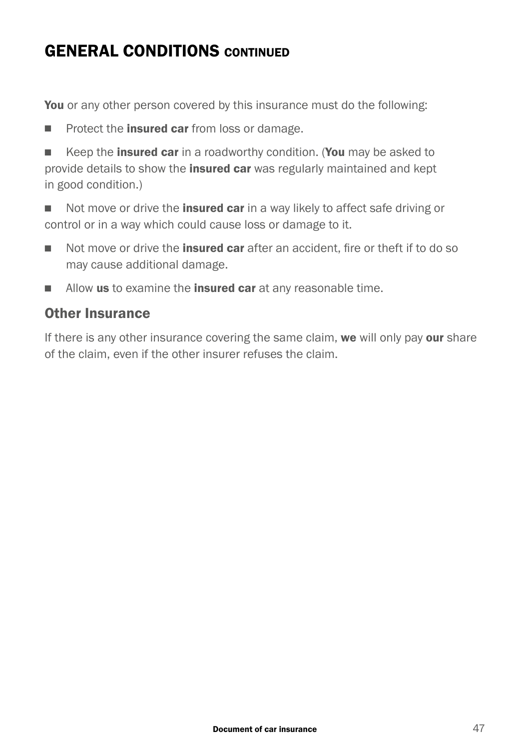## GENERAL CONDITIONS CONTINUED

**You** or any other person covered by this insurance must do the following:

- Protect the **insured car** from loss or damage.
- Keep the **insured car** in a roadworthy condition. (**You** may be asked to provide details to show the **insured car** was regularly maintained and kept in good condition.)
- Not move or drive the **insured car** in a way likely to affect safe driving or control or in a way which could cause loss or damage to it.
- Not move or drive the **insured car** after an accident, fire or theft if to do so may cause additional damage.
- Allow **us** to examine the **insured car** at any reasonable time.

### Other Insurance

If there is any other insurance covering the same claim, **we** will only pay **our** share of the claim, even if the other insurer refuses the claim.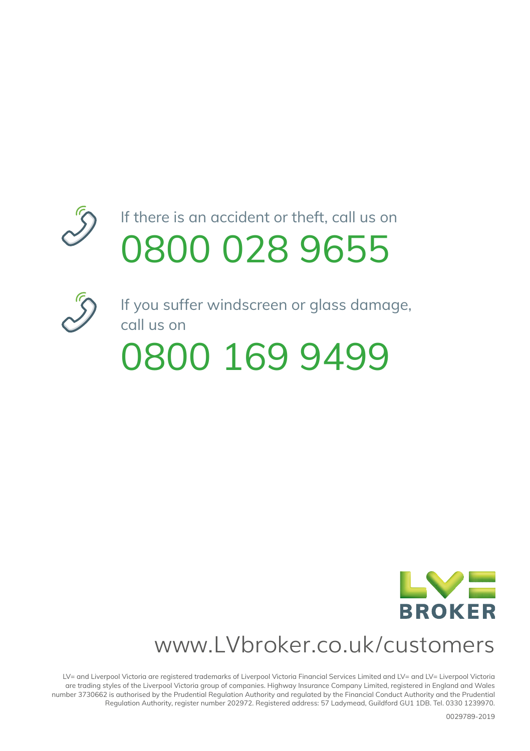If there is an accident or theft, call us on

# 0800 028 9655

If you suffer windscreen or glass damage, call us on

# 0800 169 9499

LV= BROKER

www.LVbroker.co.uk/customers

LV= and Liverpool Victoria are registered trademarks of Liverpool Victoria Financial Services Limited and LV= and LV= Liverpool Victoria are trading styles of the Liverpool Victoria group of companies. Highway Insurance Company Limited, registered in England and Wales number 3730662 is authorised by the Prudential Regulation Authority and regulated by the Financial Conduct Authority and the Prudential Regulation Authority, register number 202972. Registered address: 57 Ladymead, Guildford GU1 1DB. Tel. 0330 1239970.

0029789-2019